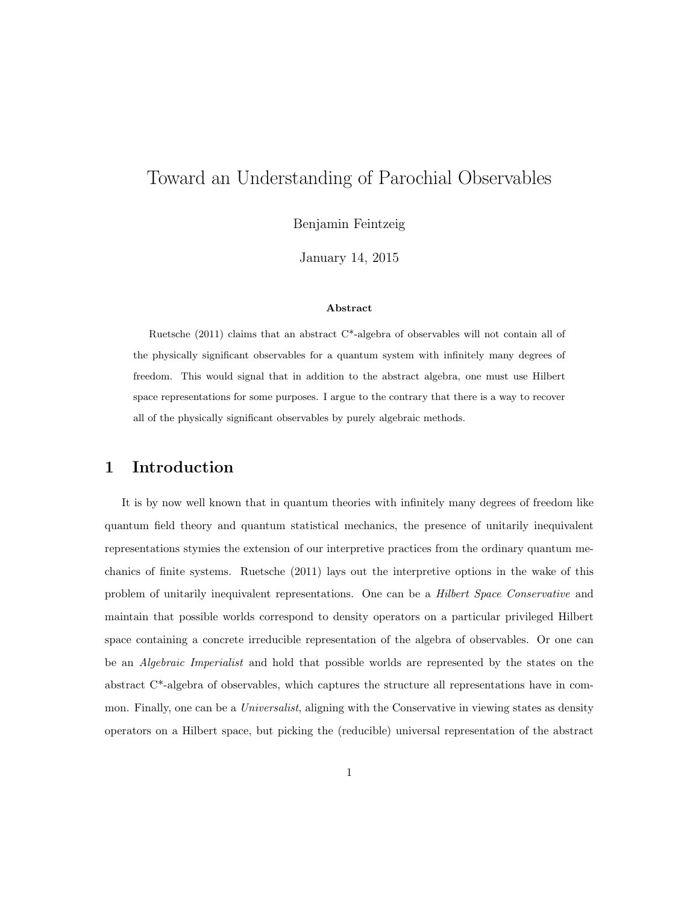# Toward an Understanding of Parochial Observables

Benjamin Feintzeig

January 14, 2015

**Abstract**

Ruetsche (2011) claims that an abstract C*-algebra of observables will not contain all of the physically significant observables for a quantum system with infinitely many degrees of freedom. This would signal that in addition to the abstract algebra, one must use Hilbert space representations for some purposes. I argue to the contrary that there is a way to recover all of the physically significant observables by purely algebraic methods.

## 1 Introduction

It is by now well known that in quantum theories with infinitely many degrees of freedom like quantum field theory and quantum statistical mechanics, the presence of unitarily inequivalent representations stymies the extension of our interpretive practices from the ordinary quantum mechanics of finite systems. Ruetsche (2011) lays out the interpretive options in the wake of this problem of unitarily inequivalent representations. One can be a *Hilbert Space Conservative* and maintain that possible worlds correspond to density operators on a particular privileged Hilbert space containing a concrete irreducible representation of the algebra of observables. Or one can be an *Algebraic Imperialist* and hold that possible worlds are represented by the states on the abstract C*-algebra of observables, which captures the structure all representations have in common. Finally, one can be a *Universalist*, aligning with the Conservative in viewing states as density operators on a Hilbert space, but picking the (reducible) universal representation of the abstract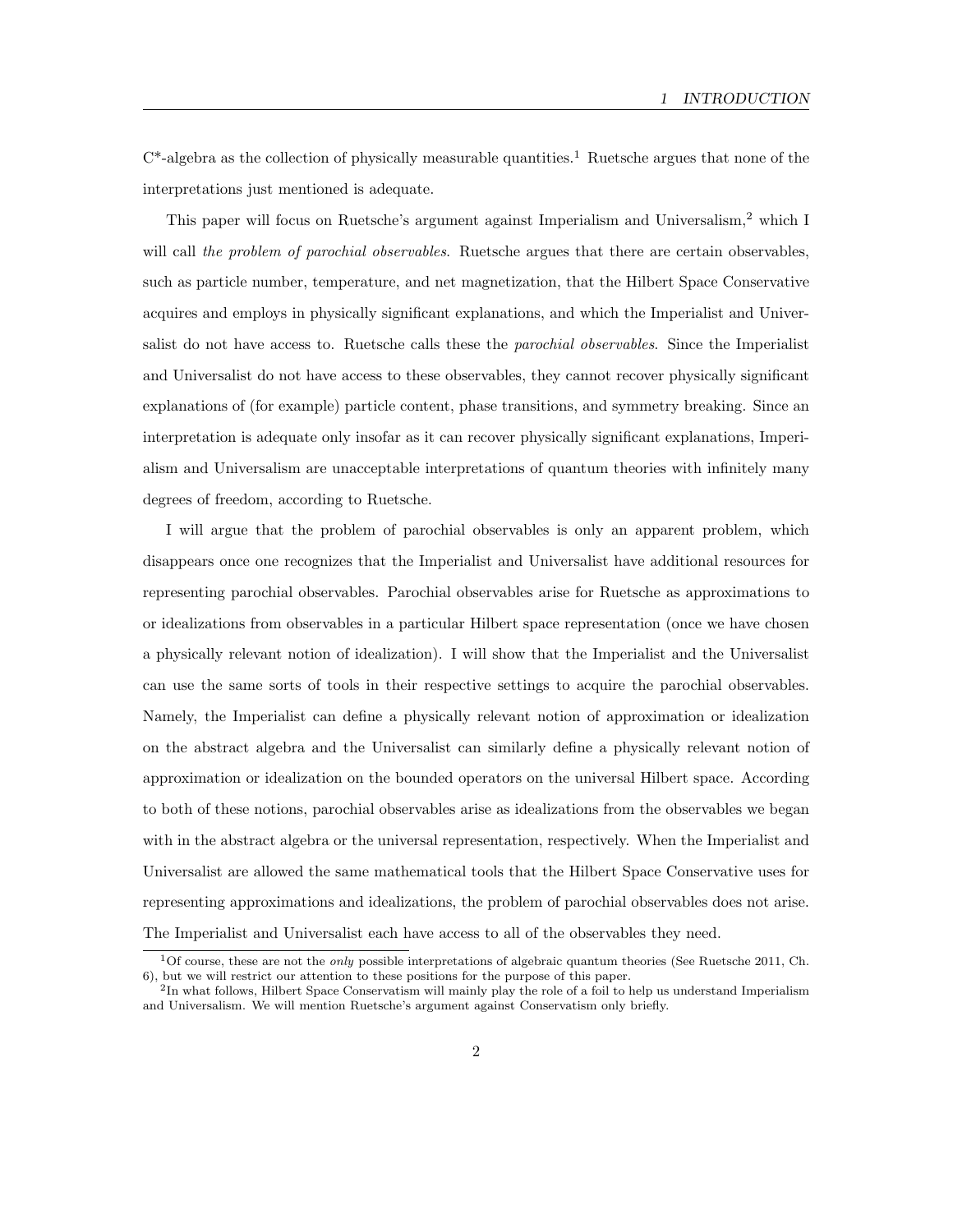C*-algebra as the collection of physically measurable quantities.[1] Ruetsche argues that none of the interpretations just mentioned is adequate.

This paper will focus on Ruetsche's argument against Imperialism and Universalism,[2] which I will call *the problem of parochial observables*. Ruetsche argues that there are certain observables, such as particle number, temperature, and net magnetization, that the Hilbert Space Conservative acquires and employs in physically significant explanations, and which the Imperialist and Universalist do not have access to. Ruetsche calls these the *parochial observables*. Since the Imperialist and Universalist do not have access to these observables, they cannot recover physically significant explanations of (for example) particle content, phase transitions, and symmetry breaking. Since an interpretation is adequate only insofar as it can recover physically significant explanations, Imperialism and Universalism are unacceptable interpretations of quantum theories with infinitely many degrees of freedom, according to Ruetsche.

I will argue that the problem of parochial observables is only an apparent problem, which disappears once one recognizes that the Imperialist and Universalist have additional resources for representing parochial observables. Parochial observables arise for Ruetsche as approximations to or idealizations from observables in a particular Hilbert space representation (once we have chosen a physically relevant notion of idealization). I will show that the Imperialist and the Universalist can use the same sorts of tools in their respective settings to acquire the parochial observables. Namely, the Imperialist can define a physically relevant notion of approximation or idealization on the abstract algebra and the Universalist can similarly define a physically relevant notion of approximation or idealization on the bounded operators on the universal Hilbert space. According to both of these notions, parochial observables arise as idealizations from the observables we began with in the abstract algebra or the universal representation, respectively. When the Imperialist and Universalist are allowed the same mathematical tools that the Hilbert Space Conservative uses for representing approximations and idealizations, the problem of parochial observables does not arise. The Imperialist and Universalist each have access to all of the observables they need.

[1] Of course, these are not the *only* possible interpretations of algebraic quantum theories (See Ruetsche 2011, Ch. 6), but we will restrict our attention to these positions for the purpose of this paper.

[2] In what follows, Hilbert Space Conservatism will mainly play the role of a foil to help us understand Imperialism and Universalism. We will mention Ruetsche's argument against Conservatism only briefly.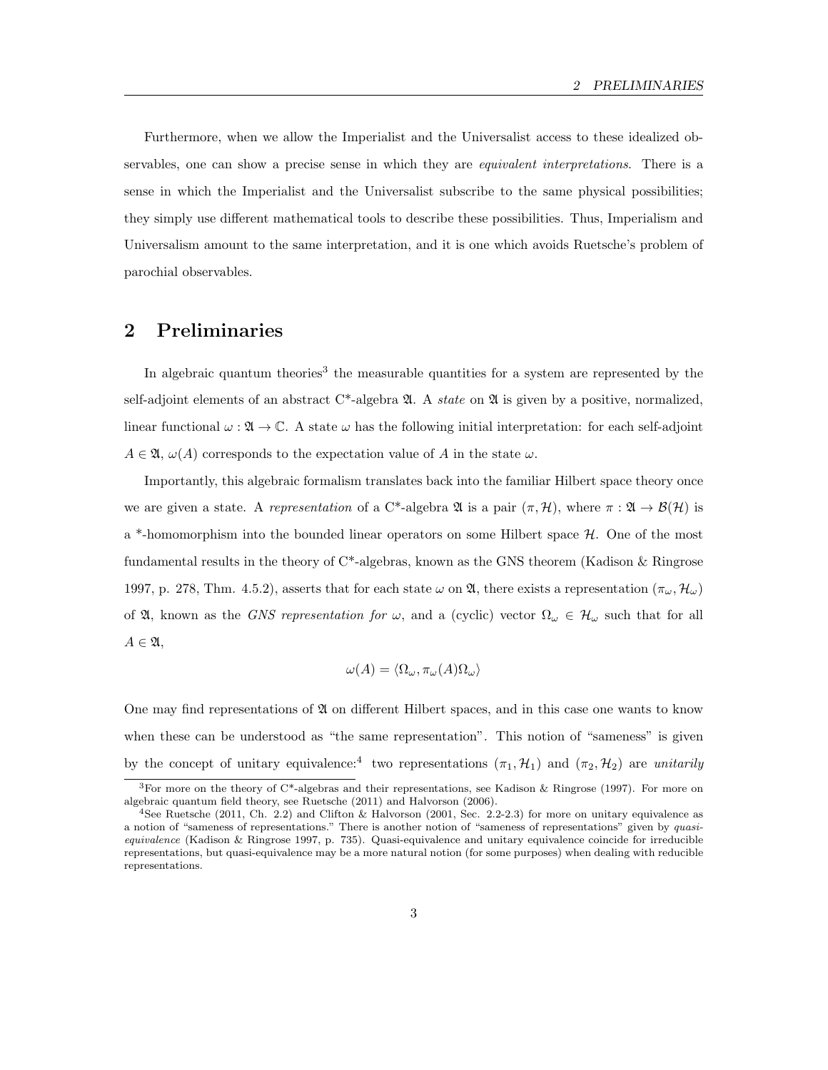Furthermore, when we allow the Imperialist and the Universalist access to these idealized observables, one can show a precise sense in which they are *equivalent interpretations*. There is a sense in which the Imperialist and the Universalist subscribe to the same physical possibilities; they simply use different mathematical tools to describe these possibilities. Thus, Imperialism and Universalism amount to the same interpretation, and it is one which avoids Ruetsche's problem of parochial observables.

## 2 Preliminaries

In algebraic quantum theories[3] the measurable quantities for a system are represented by the self-adjoint elements of an abstract C*-algebra $\mathfrak{A}$. A *state* on $\mathfrak{A}$ is given by a positive, normalized, linear functional $\omega : \mathfrak{A} \to \mathbb{C}$. A state $\omega$ has the following initial interpretation: for each self-adjoint $A \in \mathfrak{A}$, $\omega(A)$ corresponds to the expectation value of $A$ in the state $\omega$.

Importantly, this algebraic formalism translates back into the familiar Hilbert space theory once we are given a state. A *representation* of a C*-algebra $\mathfrak{A}$ is a pair $(\pi, \mathcal{H})$, where $\pi : \mathfrak{A} \to \mathcal{B}(\mathcal{H})$ is a *-homomorphism into the bounded linear operators on some Hilbert space $\mathcal{H}$. One of the most fundamental results in the theory of C*-algebras, known as the GNS theorem (Kadison & Ringrose 1997, p. 278, Thm. 4.5.2), asserts that for each state $\omega$ on $\mathfrak{A}$, there exists a representation $(\pi_\omega, \mathcal{H}_\omega)$ of $\mathfrak{A}$, known as the *GNS representation for* $\omega$, and a (cyclic) vector $\Omega_\omega \in \mathcal{H}_\omega$ such that for all $A \in \mathfrak{A}$,

$$\omega(A) = \langle \Omega_\omega, \pi_\omega(A)\Omega_\omega \rangle$$

One may find representations of $\mathfrak{A}$ on different Hilbert spaces, and in this case one wants to know when these can be understood as "the same representation". This notion of "sameness" is given by the concept of unitary equivalence:[4] two representations $(\pi_1, \mathcal{H}_1)$ and $(\pi_2, \mathcal{H}_2)$ are *unitarily*

[3] For more on the theory of C*-algebras and their representations, see Kadison & Ringrose (1997). For more on algebraic quantum field theory, see Ruetsche (2011) and Halvorson (2006).

[4] See Ruetsche (2011, Ch. 2.2) and Clifton & Halvorson (2001, Sec. 2.2-2.3) for more on unitary equivalence as a notion of "sameness of representations." There is another notion of "sameness of representations" given by *quasi-equivalence* (Kadison & Ringrose 1997, p. 735). Quasi-equivalence and unitary equivalence coincide for irreducible representations, but quasi-equivalence may be a more natural notion (for some purposes) when dealing with reducible representations.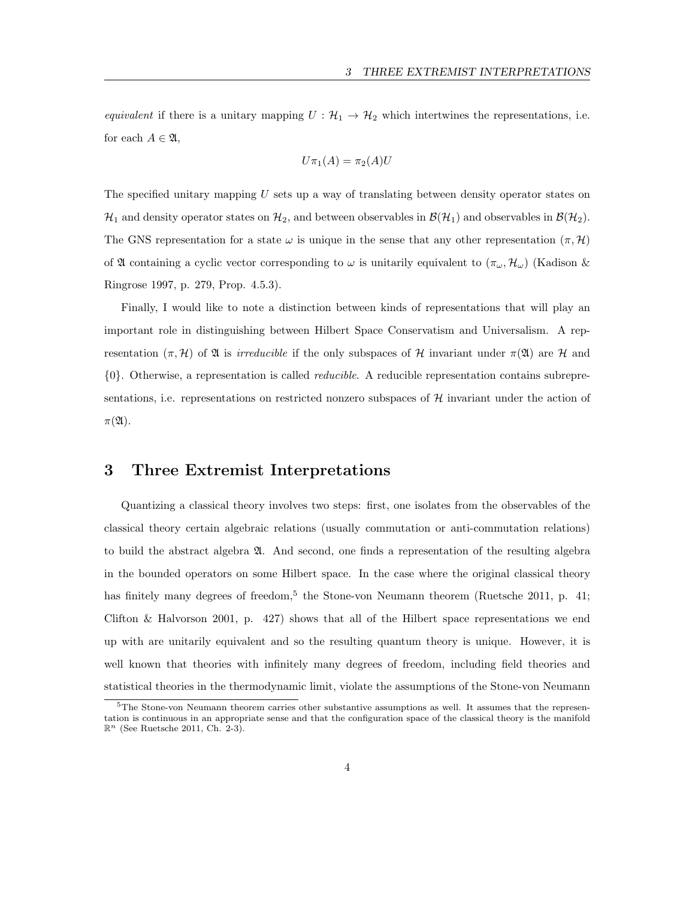*equivalent* if there is a unitary mapping $U : \mathcal{H}_1 \to \mathcal{H}_2$ which intertwines the representations, i.e. for each $A \in \mathfrak{A}$,

$$U\pi_1(A) = \pi_2(A)U$$

The specified unitary mapping $U$ sets up a way of translating between density operator states on $\mathcal{H}_1$ and density operator states on $\mathcal{H}_2$, and between observables in $\mathcal{B}(\mathcal{H}_1)$ and observables in $\mathcal{B}(\mathcal{H}_2)$. The GNS representation for a state $\omega$ is unique in the sense that any other representation $(\pi, \mathcal{H})$ of $\mathfrak{A}$ containing a cyclic vector corresponding to $\omega$ is unitarily equivalent to $(\pi_\omega, \mathcal{H}_\omega)$ (Kadison & Ringrose 1997, p. 279, Prop. 4.5.3).

Finally, I would like to note a distinction between kinds of representations that will play an important role in distinguishing between Hilbert Space Conservatism and Universalism. A representation $(\pi, \mathcal{H})$ of $\mathfrak{A}$ is *irreducible* if the only subspaces of $\mathcal{H}$ invariant under $\pi(\mathfrak{A})$ are $\mathcal{H}$ and $\{0\}$. Otherwise, a representation is called *reducible*. A reducible representation contains subrepresentations, i.e. representations on restricted nonzero subspaces of $\mathcal{H}$ invariant under the action of $\pi(\mathfrak{A})$.

## 3 Three Extremist Interpretations

Quantizing a classical theory involves two steps: first, one isolates from the observables of the classical theory certain algebraic relations (usually commutation or anti-commutation relations) to build the abstract algebra $\mathfrak{A}$. And second, one finds a representation of the resulting algebra in the bounded operators on some Hilbert space. In the case where the original classical theory has finitely many degrees of freedom,[5] the Stone-von Neumann theorem (Ruetsche 2011, p. 41; Clifton & Halvorson 2001, p. 427) shows that all of the Hilbert space representations we end up with are unitarily equivalent and so the resulting quantum theory is unique. However, it is well known that theories with infinitely many degrees of freedom, including field theories and statistical theories in the thermodynamic limit, violate the assumptions of the Stone-von Neumann

[5] The Stone-von Neumann theorem carries other substantive assumptions as well. It assumes that the representation is continuous in an appropriate sense and that the configuration space of the classical theory is the manifold $\mathbb{R}^n$ (See Ruetsche 2011, Ch. 2-3).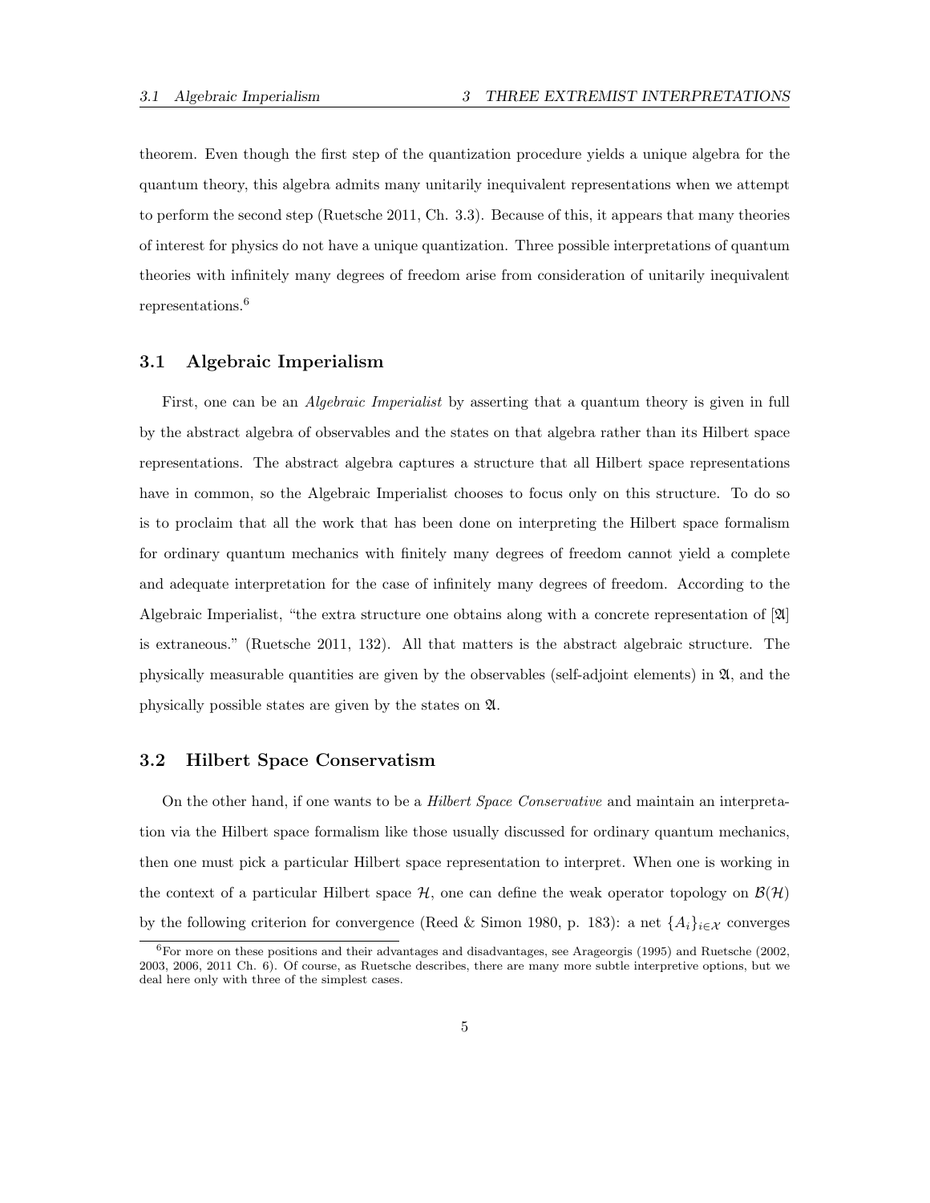theorem. Even though the first step of the quantization procedure yields a unique algebra for the quantum theory, this algebra admits many unitarily inequivalent representations when we attempt to perform the second step (Ruetsche 2011, Ch. 3.3). Because of this, it appears that many theories of interest for physics do not have a unique quantization. Three possible interpretations of quantum theories with infinitely many degrees of freedom arise from consideration of unitarily inequivalent representations.[6]

### 3.1 Algebraic Imperialism

First, one can be an *Algebraic Imperialist* by asserting that a quantum theory is given in full by the abstract algebra of observables and the states on that algebra rather than its Hilbert space representations. The abstract algebra captures a structure that all Hilbert space representations have in common, so the Algebraic Imperialist chooses to focus only on this structure. To do so is to proclaim that all the work that has been done on interpreting the Hilbert space formalism for ordinary quantum mechanics with finitely many degrees of freedom cannot yield a complete and adequate interpretation for the case of infinitely many degrees of freedom. According to the Algebraic Imperialist, "the extra structure one obtains along with a concrete representation of [$\mathfrak{A}$] is extraneous." (Ruetsche 2011, 132). All that matters is the abstract algebraic structure. The physically measurable quantities are given by the observables (self-adjoint elements) in $\mathfrak{A}$, and the physically possible states are given by the states on $\mathfrak{A}$.

### 3.2 Hilbert Space Conservatism

On the other hand, if one wants to be a *Hilbert Space Conservative* and maintain an interpretation via the Hilbert space formalism like those usually discussed for ordinary quantum mechanics, then one must pick a particular Hilbert space representation to interpret. When one is working in the context of a particular Hilbert space $\mathcal{H}$, one can define the weak operator topology on $\mathcal{B}(\mathcal{H})$ by the following criterion for convergence (Reed & Simon 1980, p. 183): a net $\{A_i\}_{i\in\mathcal{X}}$ converges

[6] For more on these positions and their advantages and disadvantages, see Arageorgis (1995) and Ruetsche (2002, 2003, 2006, 2011 Ch. 6). Of course, as Ruetsche describes, there are many more subtle interpretive options, but we deal here only with three of the simplest cases.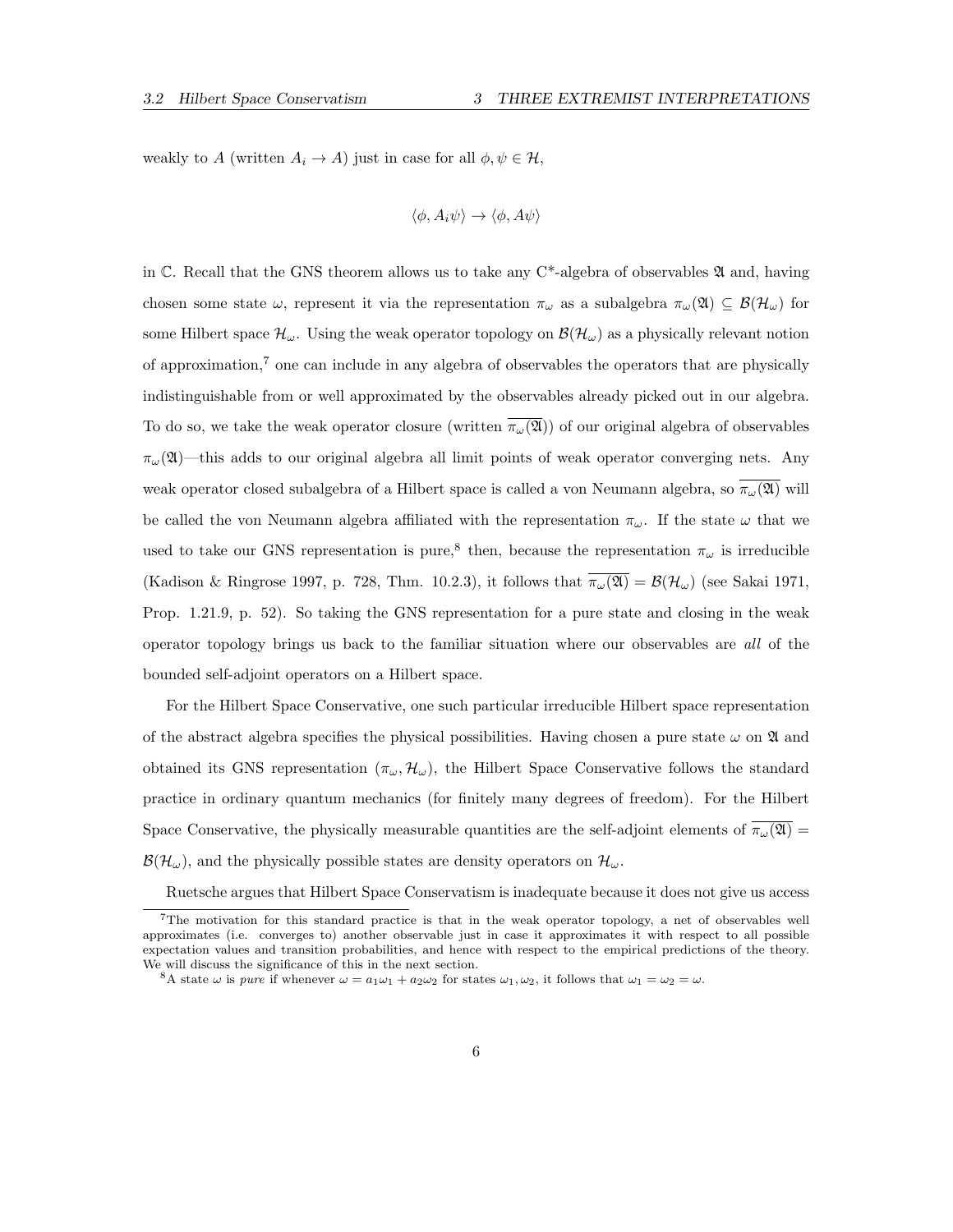weakly to $A$ (written $A_i \to A$) just in case for all $\phi, \psi \in \mathcal{H}$,

$$\langle \phi, A_i \psi \rangle \to \langle \phi, A\psi \rangle$$

in $\mathbb{C}$. Recall that the GNS theorem allows us to take any C*-algebra of observables $\mathfrak{A}$ and, having chosen some state $\omega$, represent it via the representation $\pi_\omega$ as a subalgebra $\pi_\omega(\mathfrak{A}) \subseteq \mathcal{B}(\mathcal{H}_\omega)$ for some Hilbert space $\mathcal{H}_\omega$. Using the weak operator topology on $\mathcal{B}(\mathcal{H}_\omega)$ as a physically relevant notion of approximation,[7] one can include in any algebra of observables the operators that are physically indistinguishable from or well approximated by the observables already picked out in our algebra. To do so, we take the weak operator closure (written $\overline{\pi_\omega(\mathfrak{A})}$) of our original algebra of observables $\pi_\omega(\mathfrak{A})$—this adds to our original algebra all limit points of weak operator converging nets. Any weak operator closed subalgebra of a Hilbert space is called a von Neumann algebra, so $\overline{\pi_\omega(\mathfrak{A})}$ will be called the von Neumann algebra affiliated with the representation $\pi_\omega$. If the state $\omega$ that we used to take our GNS representation is pure,[8] then, because the representation $\pi_\omega$ is irreducible (Kadison & Ringrose 1997, p. 728, Thm. 10.2.3), it follows that $\overline{\pi_\omega(\mathfrak{A})} = \mathcal{B}(\mathcal{H}_\omega)$ (see Sakai 1971, Prop. 1.21.9, p. 52). So taking the GNS representation for a pure state and closing in the weak operator topology brings us back to the familiar situation where our observables are *all* of the bounded self-adjoint operators on a Hilbert space.

For the Hilbert Space Conservative, one such particular irreducible Hilbert space representation of the abstract algebra specifies the physical possibilities. Having chosen a pure state $\omega$ on $\mathfrak{A}$ and obtained its GNS representation $(\pi_\omega, \mathcal{H}_\omega)$, the Hilbert Space Conservative follows the standard practice in ordinary quantum mechanics (for finitely many degrees of freedom). For the Hilbert Space Conservative, the physically measurable quantities are the self-adjoint elements of $\overline{\pi_\omega(\mathfrak{A})} = \mathcal{B}(\mathcal{H}_\omega)$, and the physically possible states are density operators on $\mathcal{H}_\omega$.

Ruetsche argues that Hilbert Space Conservatism is inadequate because it does not give us access

[7]The motivation for this standard practice is that in the weak operator topology, a net of observables well approximates (i.e. converges to) another observable just in case it approximates it with respect to all possible expectation values and transition probabilities, and hence with respect to the empirical predictions of the theory. We will discuss the significance of this in the next section.

[8]A state $\omega$ is *pure* if whenever $\omega = a_1\omega_1 + a_2\omega_2$ for states $\omega_1, \omega_2$, it follows that $\omega_1 = \omega_2 = \omega$.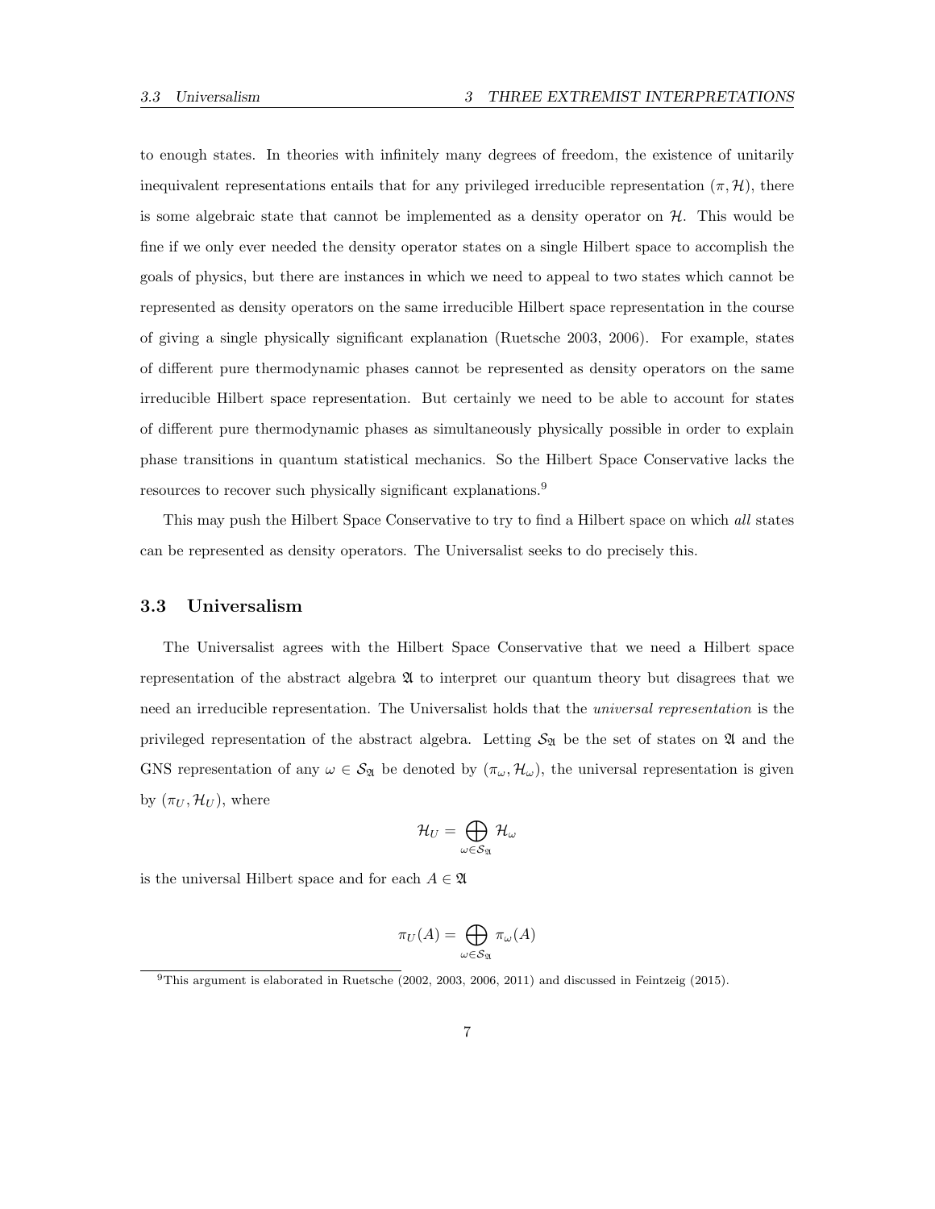to enough states. In theories with infinitely many degrees of freedom, the existence of unitarily inequivalent representations entails that for any privileged irreducible representation $(\pi, \mathcal{H})$, there is some algebraic state that cannot be implemented as a density operator on $\mathcal{H}$. This would be fine if we only ever needed the density operator states on a single Hilbert space to accomplish the goals of physics, but there are instances in which we need to appeal to two states which cannot be represented as density operators on the same irreducible Hilbert space representation in the course of giving a single physically significant explanation (Ruetsche 2003, 2006). For example, states of different pure thermodynamic phases cannot be represented as density operators on the same irreducible Hilbert space representation. But certainly we need to be able to account for states of different pure thermodynamic phases as simultaneously physically possible in order to explain phase transitions in quantum statistical mechanics. So the Hilbert Space Conservative lacks the resources to recover such physically significant explanations.[9]

This may push the Hilbert Space Conservative to try to find a Hilbert space on which *all* states can be represented as density operators. The Universalist seeks to do precisely this.

### 3.3 Universalism

The Universalist agrees with the Hilbert Space Conservative that we need a Hilbert space representation of the abstract algebra $\mathfrak{A}$ to interpret our quantum theory but disagrees that we need an irreducible representation. The Universalist holds that the *universal representation* is the privileged representation of the abstract algebra. Letting $\mathcal{S}_{\mathfrak{A}}$ be the set of states on $\mathfrak{A}$ and the GNS representation of any $\omega \in \mathcal{S}_{\mathfrak{A}}$ be denoted by $(\pi_\omega, \mathcal{H}_\omega)$, the universal representation is given by $(\pi_U, \mathcal{H}_U)$, where

$$\mathcal{H}_U = \bigoplus_{\omega \in \mathcal{S}_{\mathfrak{A}}} \mathcal{H}_\omega$$

is the universal Hilbert space and for each $A \in \mathfrak{A}$

$$\pi_U(A) = \bigoplus_{\omega \in \mathcal{S}_{\mathfrak{A}}} \pi_\omega(A)$$

[9] This argument is elaborated in Ruetsche (2002, 2003, 2006, 2011) and discussed in Feintzeig (2015).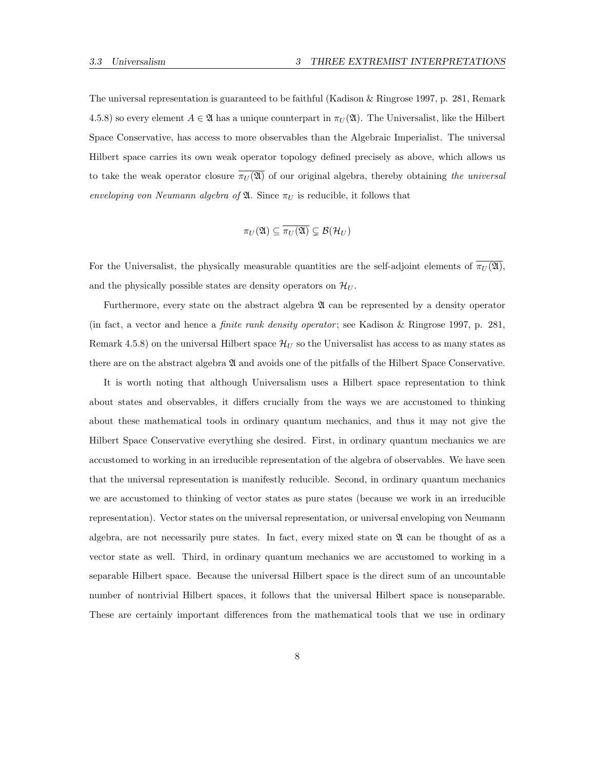The universal representation is guaranteed to be faithful (Kadison & Ringrose 1997, p. 281, Remark 4.5.8) so every element $A \in \mathfrak{A}$ has a unique counterpart in $\pi_U(\mathfrak{A})$. The Universalist, like the Hilbert Space Conservative, has access to more observables than the Algebraic Imperialist. The universal Hilbert space carries its own weak operator topology defined precisely as above, which allows us to take the weak operator closure $\overline{\pi_U(\mathfrak{A})}$ of our original algebra, thereby obtaining *the universal enveloping von Neumann algebra of* $\mathfrak{A}$. Since $\pi_U$ is reducible, it follows that

$$\pi_U(\mathfrak{A}) \subseteq \overline{\pi_U(\mathfrak{A})} \subsetneq \mathcal{B}(\mathcal{H}_U)$$

For the Universalist, the physically measurable quantities are the self-adjoint elements of $\overline{\pi_U(\mathfrak{A})}$, and the physically possible states are density operators on $\mathcal{H}_U$.

Furthermore, every state on the abstract algebra $\mathfrak{A}$ can be represented by a density operator (in fact, a vector and hence a *finite rank density operator*; see Kadison & Ringrose 1997, p. 281, Remark 4.5.8) on the universal Hilbert space $\mathcal{H}_U$ so the Universalist has access to as many states as there are on the abstract algebra $\mathfrak{A}$ and avoids one of the pitfalls of the Hilbert Space Conservative.

It is worth noting that although Universalism uses a Hilbert space representation to think about states and observables, it differs crucially from the ways we are accustomed to thinking about these mathematical tools in ordinary quantum mechanics, and thus it may not give the Hilbert Space Conservative everything she desired. First, in ordinary quantum mechanics we are accustomed to working in an irreducible representation of the algebra of observables. We have seen that the universal representation is manifestly reducible. Second, in ordinary quantum mechanics we are accustomed to thinking of vector states as pure states (because we work in an irreducible representation). Vector states on the universal representation, or universal enveloping von Neumann algebra, are not necessarily pure states. In fact, every mixed state on $\mathfrak{A}$ can be thought of as a vector state as well. Third, in ordinary quantum mechanics we are accustomed to working in a separable Hilbert space. Because the universal Hilbert space is the direct sum of an uncountable number of nontrivial Hilbert spaces, it follows that the universal Hilbert space is nonseparable. These are certainly important differences from the mathematical tools that we use in ordinary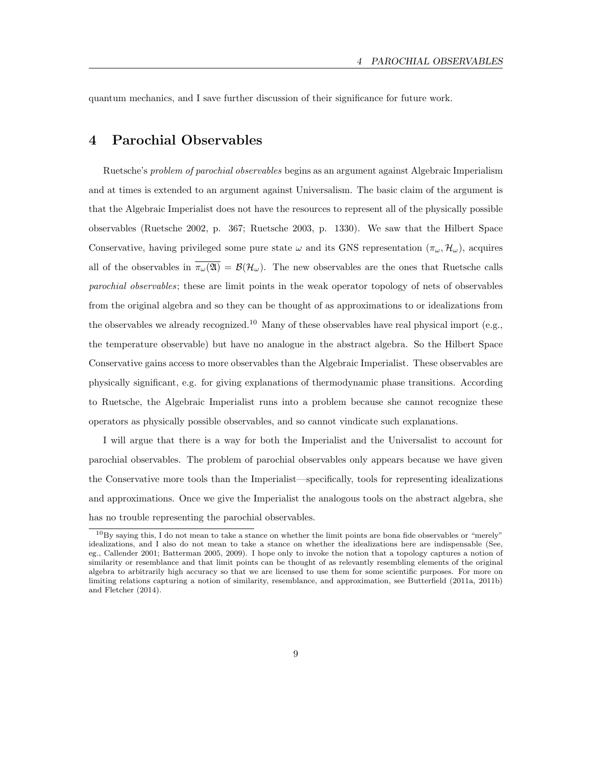quantum mechanics, and I save further discussion of their significance for future work.

# 4 Parochial Observables

Ruetsche's *problem of parochial observables* begins as an argument against Algebraic Imperialism and at times is extended to an argument against Universalism. The basic claim of the argument is that the Algebraic Imperialist does not have the resources to represent all of the physically possible observables (Ruetsche 2002, p. 367; Ruetsche 2003, p. 1330). We saw that the Hilbert Space Conservative, having privileged some pure state $\omega$ and its GNS representation $(\pi_\omega, \mathcal{H}_\omega)$, acquires all of the observables in $\overline{\pi_\omega(\mathfrak{A})} = \mathcal{B}(\mathcal{H}_\omega)$. The new observables are the ones that Ruetsche calls *parochial observables*; these are limit points in the weak operator topology of nets of observables from the original algebra and so they can be thought of as approximations to or idealizations from the observables we already recognized.[10] Many of these observables have real physical import (e.g., the temperature observable) but have no analogue in the abstract algebra. So the Hilbert Space Conservative gains access to more observables than the Algebraic Imperialist. These observables are physically significant, e.g. for giving explanations of thermodynamic phase transitions. According to Ruetsche, the Algebraic Imperialist runs into a problem because she cannot recognize these operators as physically possible observables, and so cannot vindicate such explanations.

I will argue that there is a way for both the Imperialist and the Universalist to account for parochial observables. The problem of parochial observables only appears because we have given the Conservative more tools than the Imperialist—specifically, tools for representing idealizations and approximations. Once we give the Imperialist the analogous tools on the abstract algebra, she has no trouble representing the parochial observables.

[10] By saying this, I do not mean to take a stance on whether the limit points are bona fide observables or "merely" idealizations, and I also do not mean to take a stance on whether the idealizations here are indispensable (See, eg., Callender 2001; Batterman 2005, 2009). I hope only to invoke the notion that a topology captures a notion of similarity or resemblance and that limit points can be thought of as relevantly resembling elements of the original algebra to arbitrarily high accuracy so that we are licensed to use them for some scientific purposes. For more on limiting relations capturing a notion of similarity, resemblance, and approximation, see Butterfield (2011a, 2011b) and Fletcher (2014).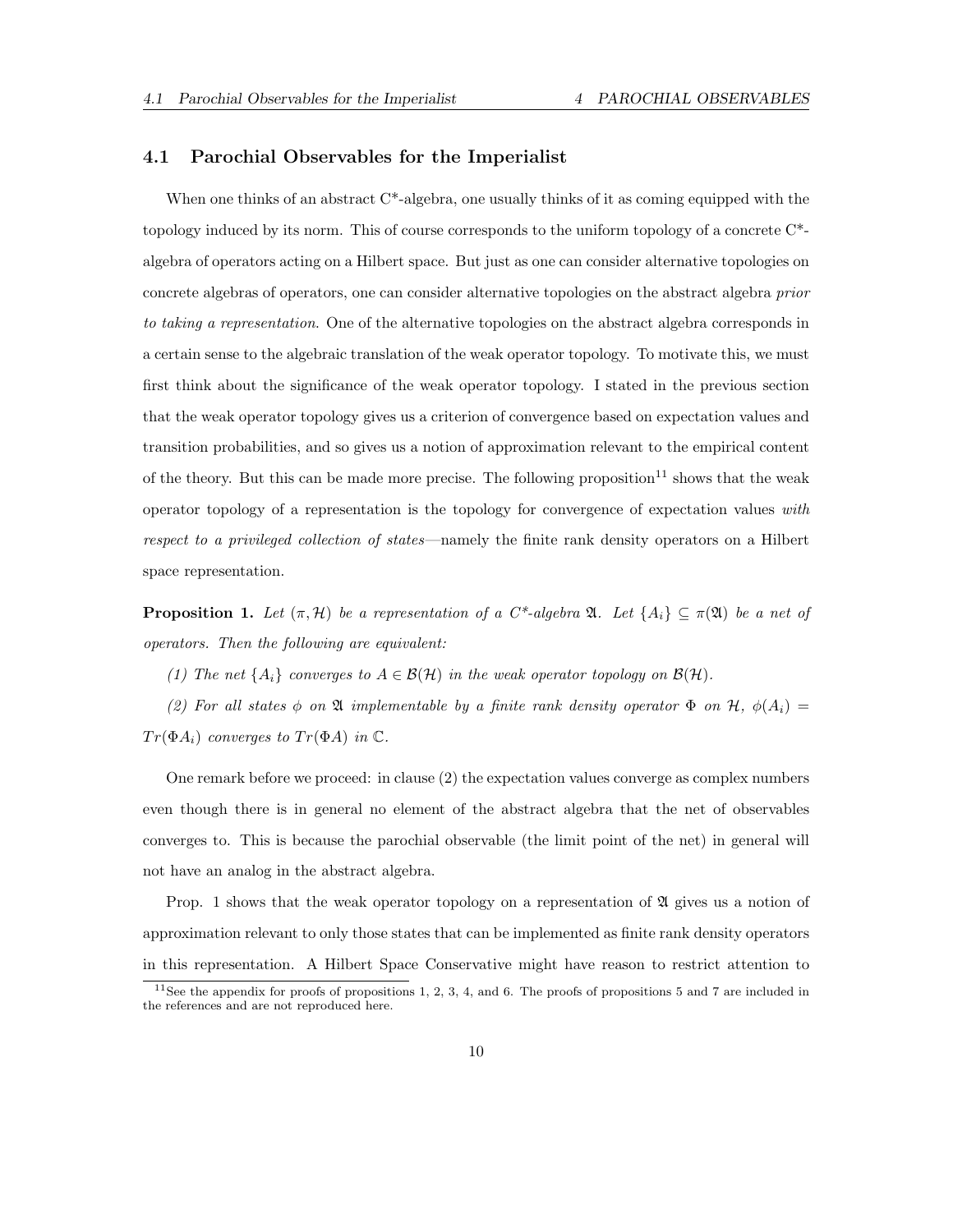### 4.1 Parochial Observables for the Imperialist

When one thinks of an abstract C*-algebra, one usually thinks of it as coming equipped with the topology induced by its norm. This of course corresponds to the uniform topology of a concrete C*-algebra of operators acting on a Hilbert space. But just as one can consider alternative topologies on concrete algebras of operators, one can consider alternative topologies on the abstract algebra *prior to taking a representation*. One of the alternative topologies on the abstract algebra corresponds in a certain sense to the algebraic translation of the weak operator topology. To motivate this, we must first think about the significance of the weak operator topology. I stated in the previous section that the weak operator topology gives us a criterion of convergence based on expectation values and transition probabilities, and so gives us a notion of approximation relevant to the empirical content of the theory. But this can be made more precise. The following proposition[11] shows that the weak operator topology of a representation is the topology for convergence of expectation values *with respect to a privileged collection of states*—namely the finite rank density operators on a Hilbert space representation.

**Proposition 1.** *Let $(\pi, \mathcal{H})$ be a representation of a C\*-algebra $\mathfrak{A}$. Let $\{A_i\} \subseteq \pi(\mathfrak{A})$ be a net of operators. Then the following are equivalent:*

*(1) The net $\{A_i\}$ converges to $A \in \mathcal{B}(\mathcal{H})$ in the weak operator topology on $\mathcal{B}(\mathcal{H})$.*

*(2) For all states $\phi$ on $\mathfrak{A}$ implementable by a finite rank density operator $\Phi$ on $\mathcal{H}$, $\phi(A_i) = Tr(\Phi A_i)$ converges to $Tr(\Phi A)$ in $\mathbb{C}$.*

One remark before we proceed: in clause (2) the expectation values converge as complex numbers even though there is in general no element of the abstract algebra that the net of observables converges to. This is because the parochial observable (the limit point of the net) in general will not have an analog in the abstract algebra.

Prop. 1 shows that the weak operator topology on a representation of $\mathfrak{A}$ gives us a notion of approximation relevant to only those states that can be implemented as finite rank density operators in this representation. A Hilbert Space Conservative might have reason to restrict attention to

[11] See the appendix for proofs of propositions 1, 2, 3, 4, and 6. The proofs of propositions 5 and 7 are included in the references and are not reproduced here.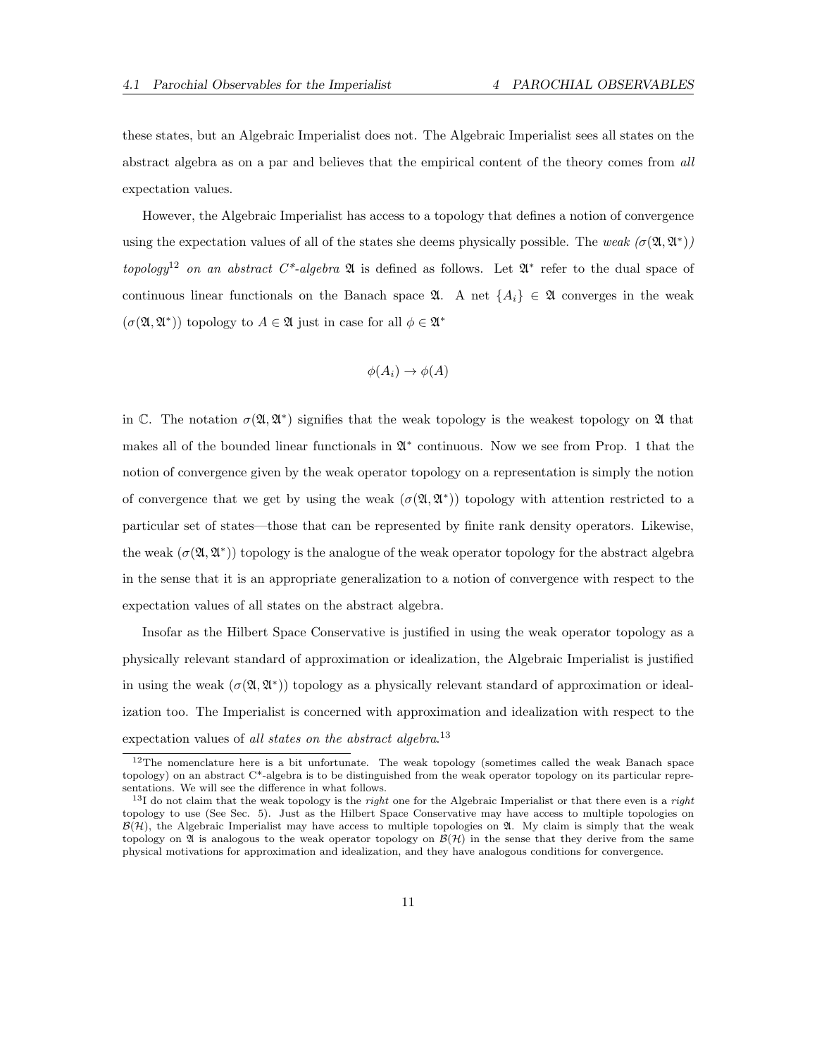these states, but an Algebraic Imperialist does not. The Algebraic Imperialist sees all states on the abstract algebra as on a par and believes that the empirical content of the theory comes from *all* expectation values.

However, the Algebraic Imperialist has access to a topology that defines a notion of convergence using the expectation values of all of the states she deems physically possible. The *weak ($\sigma(\mathfrak{A}, \mathfrak{A}^*)$) topology*[12] *on an abstract C\*-algebra* $\mathfrak{A}$ is defined as follows. Let $\mathfrak{A}^*$ refer to the dual space of continuous linear functionals on the Banach space $\mathfrak{A}$. A net $\{A_i\} \in \mathfrak{A}$ converges in the weak ($\sigma(\mathfrak{A}, \mathfrak{A}^*)$) topology to $A \in \mathfrak{A}$ just in case for all $\phi \in \mathfrak{A}^*$

$$\phi(A_i) \to \phi(A)$$

in $\mathbb{C}$. The notation $\sigma(\mathfrak{A}, \mathfrak{A}^*)$ signifies that the weak topology is the weakest topology on $\mathfrak{A}$ that makes all of the bounded linear functionals in $\mathfrak{A}^*$ continuous. Now we see from Prop. 1 that the notion of convergence given by the weak operator topology on a representation is simply the notion of convergence that we get by using the weak ($\sigma(\mathfrak{A}, \mathfrak{A}^*)$) topology with attention restricted to a particular set of states—those that can be represented by finite rank density operators. Likewise, the weak ($\sigma(\mathfrak{A}, \mathfrak{A}^*)$) topology is the analogue of the weak operator topology for the abstract algebra in the sense that it is an appropriate generalization to a notion of convergence with respect to the expectation values of all states on the abstract algebra.

Insofar as the Hilbert Space Conservative is justified in using the weak operator topology as a physically relevant standard of approximation or idealization, the Algebraic Imperialist is justified in using the weak ($\sigma(\mathfrak{A}, \mathfrak{A}^*)$) topology as a physically relevant standard of approximation or idealization too. The Imperialist is concerned with approximation and idealization with respect to the expectation values of *all states on the abstract algebra*.[13]

[12]The nomenclature here is a bit unfortunate. The weak topology (sometimes called the weak Banach space topology) on an abstract C\*-algebra is to be distinguished from the weak operator topology on its particular representations. We will see the difference in what follows.

[13]I do not claim that the weak topology is the *right* one for the Algebraic Imperialist or that there even is a *right* topology to use (See Sec. 5). Just as the Hilbert Space Conservative may have access to multiple topologies on $\mathcal{B}(\mathcal{H})$, the Algebraic Imperialist may have access to multiple topologies on $\mathfrak{A}$. My claim is simply that the weak topology on $\mathfrak{A}$ is analogous to the weak operator topology on $\mathcal{B}(\mathcal{H})$ in the sense that they derive from the same physical motivations for approximation and idealization, and they have analogous conditions for convergence.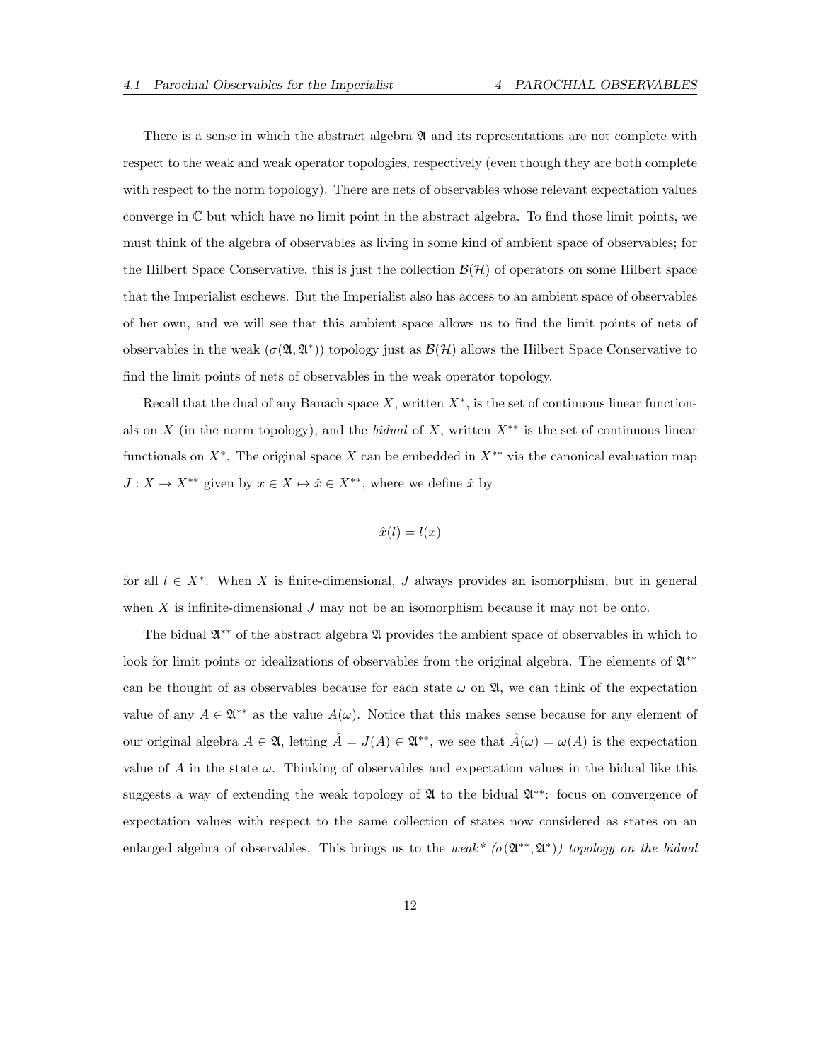There is a sense in which the abstract algebra $\mathfrak{A}$ and its representations are not complete with respect to the weak and weak operator topologies, respectively (even though they are both complete with respect to the norm topology). There are nets of observables whose relevant expectation values converge in $\mathbb{C}$ but which have no limit point in the abstract algebra. To find those limit points, we must think of the algebra of observables as living in some kind of ambient space of observables; for the Hilbert Space Conservative, this is just the collection $\mathcal{B}(\mathcal{H})$ of operators on some Hilbert space that the Imperialist eschews. But the Imperialist also has access to an ambient space of observables of her own, and we will see that this ambient space allows us to find the limit points of nets of observables in the weak ($\sigma(\mathfrak{A}, \mathfrak{A}^*)$) topology just as $\mathcal{B}(\mathcal{H})$ allows the Hilbert Space Conservative to find the limit points of nets of observables in the weak operator topology.

Recall that the dual of any Banach space $X$, written $X^*$, is the set of continuous linear functionals on $X$ (in the norm topology), and the *bidual* of $X$, written $X^{**}$ is the set of continuous linear functionals on $X^*$. The original space $X$ can be embedded in $X^{**}$ via the canonical evaluation map $J : X \to X^{**}$ given by $x \in X \mapsto \hat{x} \in X^{**}$, where we define $\hat{x}$ by

$$\hat{x}(l) = l(x)$$

for all $l \in X^*$. When $X$ is finite-dimensional, $J$ always provides an isomorphism, but in general when $X$ is infinite-dimensional $J$ may not be an isomorphism because it may not be onto.

The bidual $\mathfrak{A}^{**}$ of the abstract algebra $\mathfrak{A}$ provides the ambient space of observables in which to look for limit points or idealizations of observables from the original algebra. The elements of $\mathfrak{A}^{**}$ can be thought of as observables because for each state $\omega$ on $\mathfrak{A}$, we can think of the expectation value of any $A \in \mathfrak{A}^{**}$ as the value $A(\omega)$. Notice that this makes sense because for any element of our original algebra $A \in \mathfrak{A}$, letting $\hat{A} = J(A) \in \mathfrak{A}^{**}$, we see that $\hat{A}(\omega) = \omega(A)$ is the expectation value of $A$ in the state $\omega$. Thinking of observables and expectation values in the bidual like this suggests a way of extending the weak topology of $\mathfrak{A}$ to the bidual $\mathfrak{A}^{**}$: focus on convergence of expectation values with respect to the same collection of states now considered as states on an enlarged algebra of observables. This brings us to the *weak\* ($\sigma(\mathfrak{A}^{**}, \mathfrak{A}^*)$) topology on the bidual*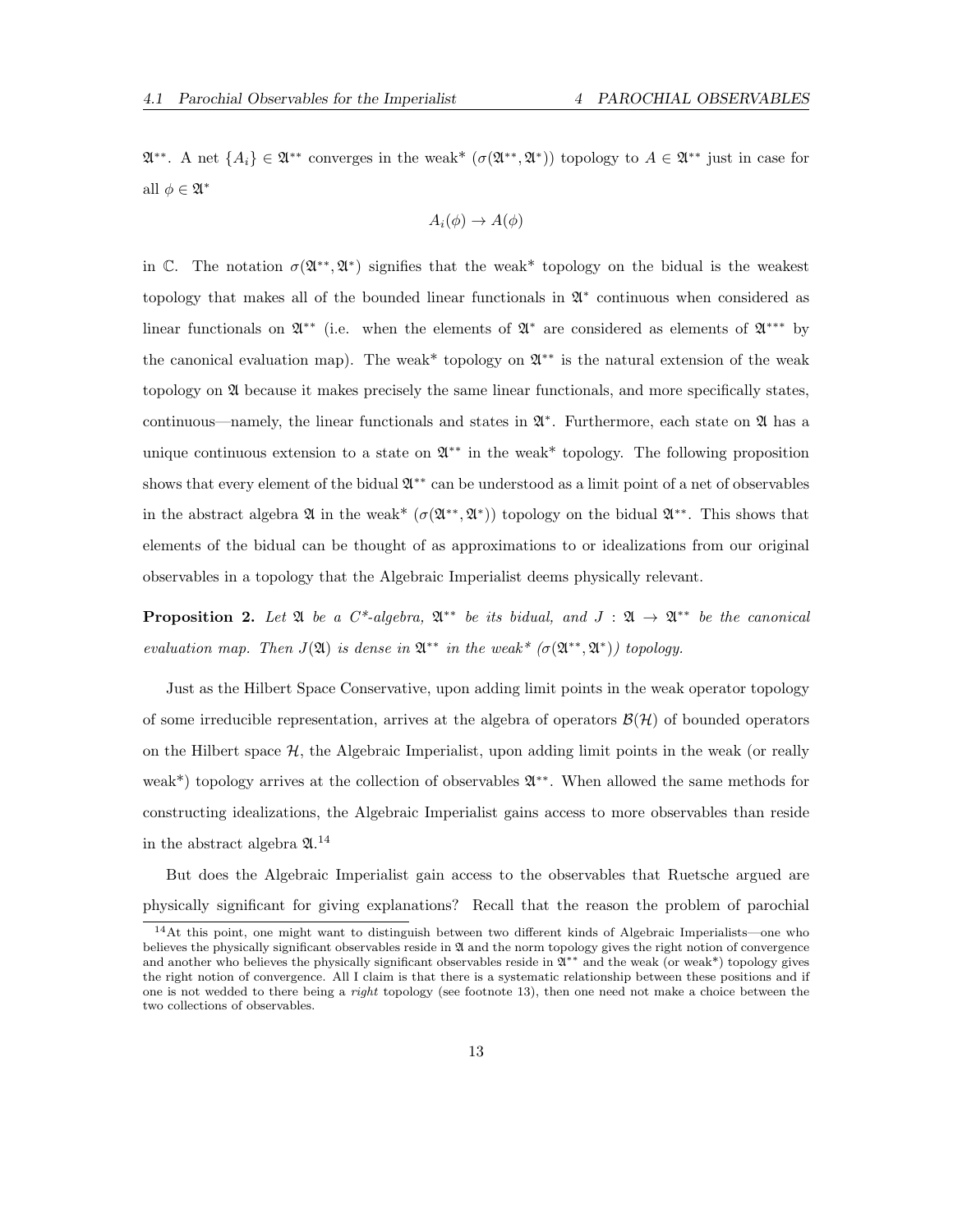$\mathfrak{A}^{**}$. A net $\{A_i\} \in \mathfrak{A}^{**}$ converges in the weak* ($\sigma(\mathfrak{A}^{**}, \mathfrak{A}^*)$) topology to $A \in \mathfrak{A}^{**}$ just in case for all $\phi \in \mathfrak{A}^*$

$$A_i(\phi) \to A(\phi)$$

in $\mathbb{C}$. The notation $\sigma(\mathfrak{A}^{**}, \mathfrak{A}^*)$ signifies that the weak* topology on the bidual is the weakest topology that makes all of the bounded linear functionals in $\mathfrak{A}^*$ continuous when considered as linear functionals on $\mathfrak{A}^{**}$ (i.e. when the elements of $\mathfrak{A}^*$ are considered as elements of $\mathfrak{A}^{***}$ by the canonical evaluation map). The weak* topology on $\mathfrak{A}^{**}$ is the natural extension of the weak topology on $\mathfrak{A}$ because it makes precisely the same linear functionals, and more specifically states, continuous—namely, the linear functionals and states in $\mathfrak{A}^*$. Furthermore, each state on $\mathfrak{A}$ has a unique continuous extension to a state on $\mathfrak{A}^{**}$ in the weak* topology. The following proposition shows that every element of the bidual $\mathfrak{A}^{**}$ can be understood as a limit point of a net of observables in the abstract algebra $\mathfrak{A}$ in the weak* ($\sigma(\mathfrak{A}^{**}, \mathfrak{A}^*)$) topology on the bidual $\mathfrak{A}^{**}$. This shows that elements of the bidual can be thought of as approximations to or idealizations from our original observables in a topology that the Algebraic Imperialist deems physically relevant.

**Proposition 2.** *Let $\mathfrak{A}$ be a C\*-algebra, $\mathfrak{A}^{**}$ be its bidual, and $J : \mathfrak{A} \to \mathfrak{A}^{**}$ be the canonical evaluation map. Then $J(\mathfrak{A})$ is dense in $\mathfrak{A}^{**}$ in the weak\* ($\sigma(\mathfrak{A}^{**}, \mathfrak{A}^*)$) topology.*

Just as the Hilbert Space Conservative, upon adding limit points in the weak operator topology of some irreducible representation, arrives at the algebra of operators $\mathcal{B}(\mathcal{H})$ of bounded operators on the Hilbert space $\mathcal{H}$, the Algebraic Imperialist, upon adding limit points in the weak (or really weak*) topology arrives at the collection of observables $\mathfrak{A}^{**}$. When allowed the same methods for constructing idealizations, the Algebraic Imperialist gains access to more observables than reside in the abstract algebra $\mathfrak{A}$.[14]

But does the Algebraic Imperialist gain access to the observables that Ruetsche argued are physically significant for giving explanations? Recall that the reason the problem of parochial

[14] At this point, one might want to distinguish between two different kinds of Algebraic Imperialists—one who believes the physically significant observables reside in $\mathfrak{A}$ and the norm topology gives the right notion of convergence and another who believes the physically significant observables reside in $\mathfrak{A}^{**}$ and the weak (or weak*) topology gives the right notion of convergence. All I claim is that there is a systematic relationship between these positions and if one is not wedded to there being a *right* topology (see footnote 13), then one need not make a choice between the two collections of observables.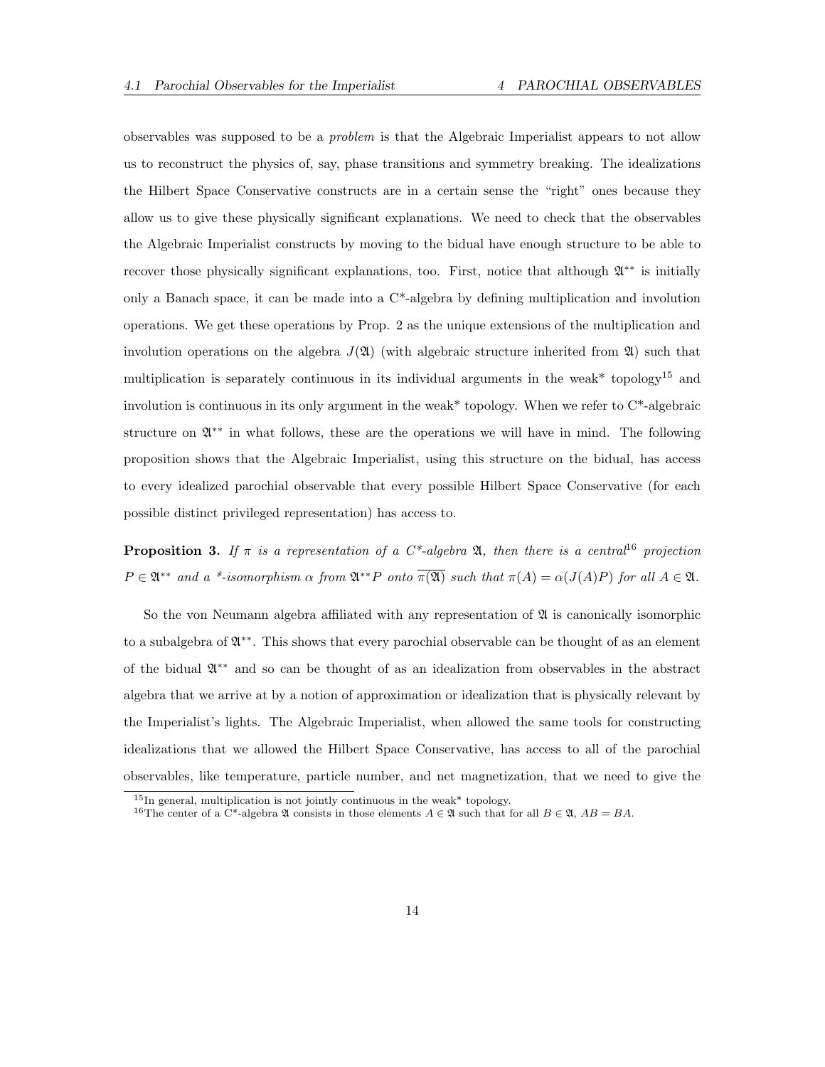observables was supposed to be a *problem* is that the Algebraic Imperialist appears to not allow us to reconstruct the physics of, say, phase transitions and symmetry breaking. The idealizations the Hilbert Space Conservative constructs are in a certain sense the "right" ones because they allow us to give these physically significant explanations. We need to check that the observables the Algebraic Imperialist constructs by moving to the bidual have enough structure to be able to recover those physically significant explanations, too. First, notice that although $\mathfrak{A}^{**}$ is initially only a Banach space, it can be made into a C*-algebra by defining multiplication and involution operations. We get these operations by Prop. 2 as the unique extensions of the multiplication and involution operations on the algebra $J(\mathfrak{A})$ (with algebraic structure inherited from $\mathfrak{A}$) such that multiplication is separately continuous in its individual arguments in the weak* topology[15] and involution is continuous in its only argument in the weak* topology. When we refer to C*-algebraic structure on $\mathfrak{A}^{**}$ in what follows, these are the operations we will have in mind. The following proposition shows that the Algebraic Imperialist, using this structure on the bidual, has access to every idealized parochial observable that every possible Hilbert Space Conservative (for each possible distinct privileged representation) has access to.

**Proposition 3.** *If $\pi$ is a representation of a C*-algebra $\mathfrak{A}$, then there is a central*[16] *projection $P \in \mathfrak{A}^{**}$ and a *-isomorphism $\alpha$ from $\mathfrak{A}^{**}P$ onto $\overline{\pi(\mathfrak{A})}$ such that $\pi(A) = \alpha(J(A)P)$ for all $A \in \mathfrak{A}$.*

So the von Neumann algebra affiliated with any representation of $\mathfrak{A}$ is canonically isomorphic to a subalgebra of $\mathfrak{A}^{**}$. This shows that every parochial observable can be thought of as an element of the bidual $\mathfrak{A}^{**}$ and so can be thought of as an idealization from observables in the abstract algebra that we arrive at by a notion of approximation or idealization that is physically relevant by the Imperialist's lights. The Algebraic Imperialist, when allowed the same tools for constructing idealizations that we allowed the Hilbert Space Conservative, has access to all of the parochial observables, like temperature, particle number, and net magnetization, that we need to give the

[15] In general, multiplication is not jointly continuous in the weak* topology.

[16] The center of a C*-algebra $\mathfrak{A}$ consists in those elements $A \in \mathfrak{A}$ such that for all $B \in \mathfrak{A}$, $AB = BA$.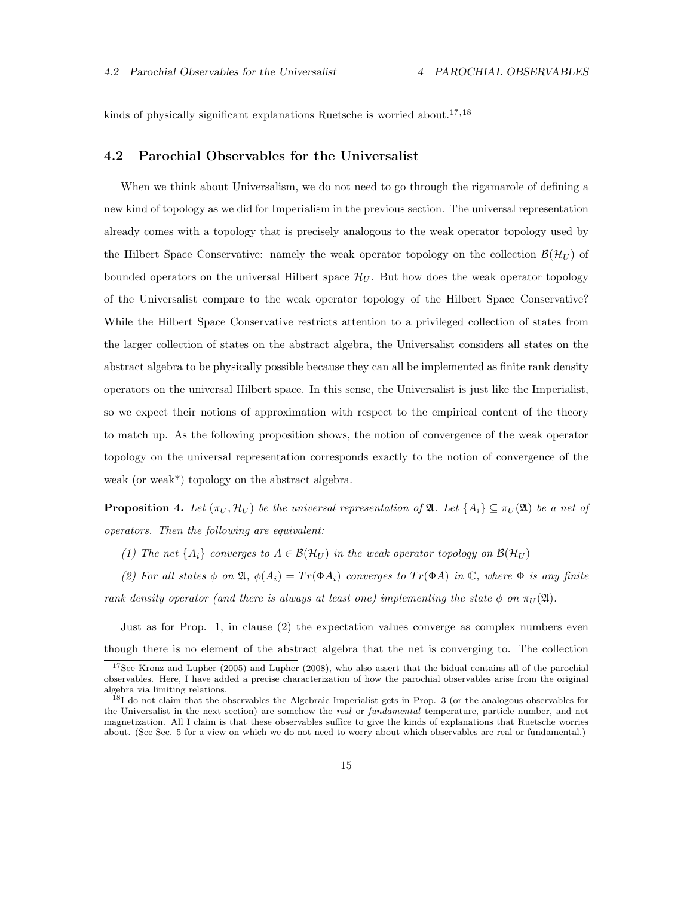kinds of physically significant explanations Ruetsche is worried about.[17,18]

### 4.2 Parochial Observables for the Universalist

When we think about Universalism, we do not need to go through the rigamarole of defining a new kind of topology as we did for Imperialism in the previous section. The universal representation already comes with a topology that is precisely analogous to the weak operator topology used by the Hilbert Space Conservative: namely the weak operator topology on the collection $\mathcal{B}(\mathcal{H}_U)$ of bounded operators on the universal Hilbert space $\mathcal{H}_U$. But how does the weak operator topology of the Universalist compare to the weak operator topology of the Hilbert Space Conservative? While the Hilbert Space Conservative restricts attention to a privileged collection of states from the larger collection of states on the abstract algebra, the Universalist considers all states on the abstract algebra to be physically possible because they can all be implemented as finite rank density operators on the universal Hilbert space. In this sense, the Universalist is just like the Imperialist, so we expect their notions of approximation with respect to the empirical content of the theory to match up. As the following proposition shows, the notion of convergence of the weak operator topology on the universal representation corresponds exactly to the notion of convergence of the weak (or weak*) topology on the abstract algebra.

**Proposition 4.** *Let $(\pi_U, \mathcal{H}_U)$ be the universal representation of $\mathfrak{A}$. Let $\{A_i\} \subseteq \pi_U(\mathfrak{A})$ be a net of operators. Then the following are equivalent:*

*(1) The net $\{A_i\}$ converges to $A \in \mathcal{B}(\mathcal{H}_U)$ in the weak operator topology on $\mathcal{B}(\mathcal{H}_U)$*

*(2) For all states $\phi$ on $\mathfrak{A}$, $\phi(A_i) = Tr(\Phi A_i)$ converges to $Tr(\Phi A)$ in $\mathbb{C}$, where $\Phi$ is any finite rank density operator (and there is always at least one) implementing the state $\phi$ on $\pi_U(\mathfrak{A})$.*

Just as for Prop. 1, in clause (2) the expectation values converge as complex numbers even though there is no element of the abstract algebra that the net is converging to. The collection

[17] See Kronz and Lupher (2005) and Lupher (2008), who also assert that the bidual contains all of the parochial observables. Here, I have added a precise characterization of how the parochial observables arise from the original algebra via limiting relations.

[18] I do not claim that the observables the Algebraic Imperialist gets in Prop. 3 (or the analogous observables for the Universalist in the next section) are somehow the *real* or *fundamental* temperature, particle number, and net magnetization. All I claim is that these observables suffice to give the kinds of explanations that Ruetsche worries about. (See Sec. 5 for a view on which we do not need to worry about which observables are real or fundamental.)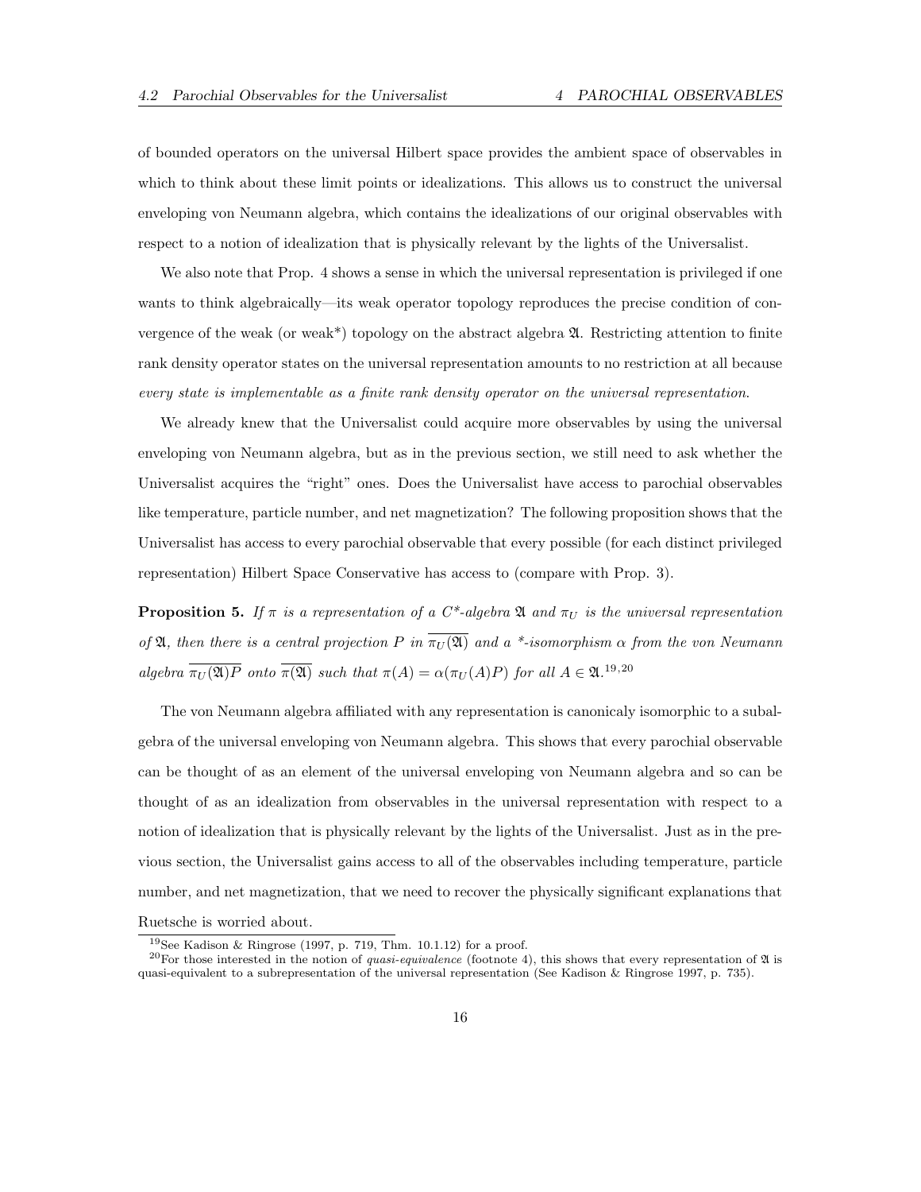of bounded operators on the universal Hilbert space provides the ambient space of observables in which to think about these limit points or idealizations. This allows us to construct the universal enveloping von Neumann algebra, which contains the idealizations of our original observables with respect to a notion of idealization that is physically relevant by the lights of the Universalist.

We also note that Prop. 4 shows a sense in which the universal representation is privileged if one wants to think algebraically—its weak operator topology reproduces the precise condition of convergence of the weak (or weak*) topology on the abstract algebra $\mathfrak{A}$. Restricting attention to finite rank density operator states on the universal representation amounts to no restriction at all because *every state is implementable as a finite rank density operator on the universal representation*.

We already knew that the Universalist could acquire more observables by using the universal enveloping von Neumann algebra, but as in the previous section, we still need to ask whether the Universalist acquires the "right" ones. Does the Universalist have access to parochial observables like temperature, particle number, and net magnetization? The following proposition shows that the Universalist has access to every parochial observable that every possible (for each distinct privileged representation) Hilbert Space Conservative has access to (compare with Prop. 3).

**Proposition 5.** *If $\pi$ is a representation of a C*-algebra $\mathfrak{A}$ and $\pi_U$ is the universal representation of $\mathfrak{A}$, then there is a central projection $P$ in $\overline{\pi_U(\mathfrak{A})}$ and a *-isomorphism $\alpha$ from the von Neumann algebra $\overline{\pi_U(\mathfrak{A})P}$ onto $\overline{\pi(\mathfrak{A})}$ such that $\pi(A) = \alpha(\pi_U(A)P)$ for all $A \in \mathfrak{A}$.*[19,20]

The von Neumann algebra affiliated with any representation is canonicaly isomorphic to a subalgebra of the universal enveloping von Neumann algebra. This shows that every parochial observable can be thought of as an element of the universal enveloping von Neumann algebra and so can be thought of as an idealization from observables in the universal representation with respect to a notion of idealization that is physically relevant by the lights of the Universalist. Just as in the previous section, the Universalist gains access to all of the observables including temperature, particle number, and net magnetization, that we need to recover the physically significant explanations that Ruetsche is worried about.

[19] See Kadison & Ringrose (1997, p. 719, Thm. 10.1.12) for a proof.

[20] For those interested in the notion of *quasi-equivalence* (footnote 4), this shows that every representation of $\mathfrak{A}$ is quasi-equivalent to a subrepresentation of the universal representation (See Kadison & Ringrose 1997, p. 735).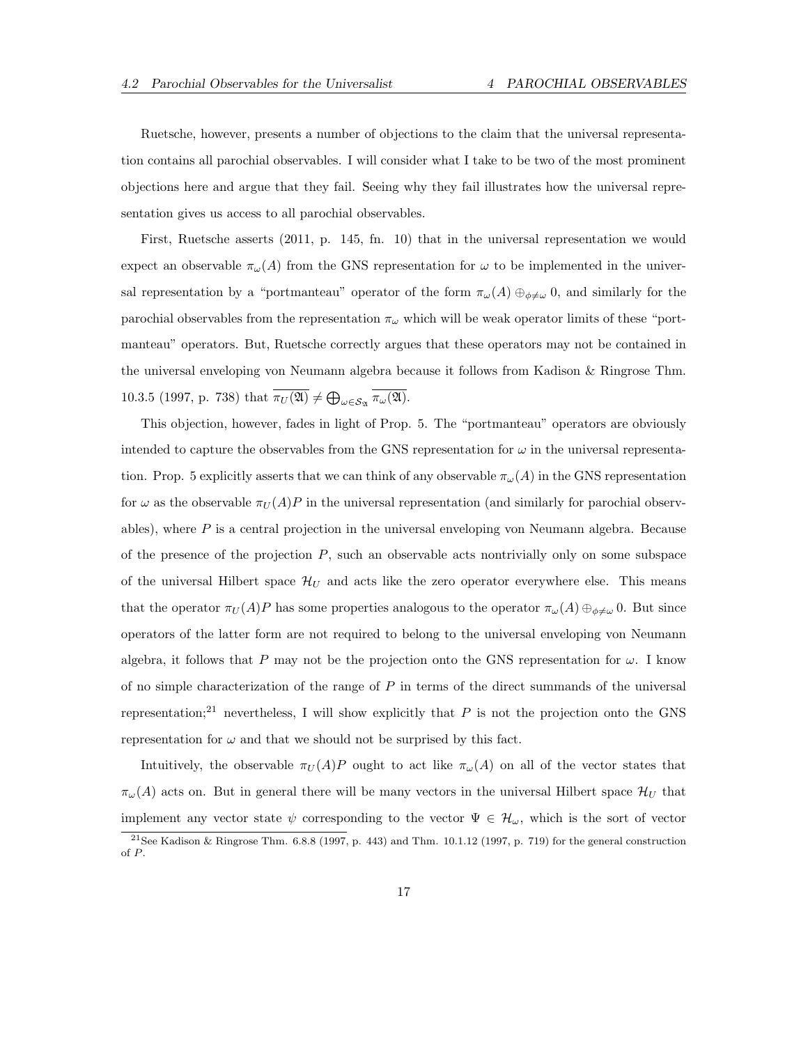Ruetsche, however, presents a number of objections to the claim that the universal representation contains all parochial observables. I will consider what I take to be two of the most prominent objections here and argue that they fail. Seeing why they fail illustrates how the universal representation gives us access to all parochial observables.

First, Ruetsche asserts (2011, p. 145, fn. 10) that in the universal representation we would expect an observable $\pi_\omega(A)$ from the GNS representation for $\omega$ to be implemented in the universal representation by a "portmanteau" operator of the form $\pi_\omega(A) \oplus_{\phi \neq \omega} 0$, and similarly for the parochial observables from the representation $\pi_\omega$ which will be weak operator limits of these "portmanteau" operators. But, Ruetsche correctly argues that these operators may not be contained in the universal enveloping von Neumann algebra because it follows from Kadison & Ringrose Thm. 10.3.5 (1997, p. 738) that $\overline{\pi_U(\mathfrak{A})} \neq \bigoplus_{\omega \in \mathcal{S}_{\mathfrak{A}}} \overline{\pi_\omega(\mathfrak{A})}$.

This objection, however, fades in light of Prop. 5. The "portmanteau" operators are obviously intended to capture the observables from the GNS representation for $\omega$ in the universal representation. Prop. 5 explicitly asserts that we can think of any observable $\pi_\omega(A)$ in the GNS representation for $\omega$ as the observable $\pi_U(A)P$ in the universal representation (and similarly for parochial observables), where $P$ is a central projection in the universal enveloping von Neumann algebra. Because of the presence of the projection $P$, such an observable acts nontrivially only on some subspace of the universal Hilbert space $\mathcal{H}_U$ and acts like the zero operator everywhere else. This means that the operator $\pi_U(A)P$ has some properties analogous to the operator $\pi_\omega(A) \oplus_{\phi \neq \omega} 0$. But since operators of the latter form are not required to belong to the universal enveloping von Neumann algebra, it follows that $P$ may not be the projection onto the GNS representation for $\omega$. I know of no simple characterization of the range of $P$ in terms of the direct summands of the universal representation;[21] nevertheless, I will show explicitly that $P$ is not the projection onto the GNS representation for $\omega$ and that we should not be surprised by this fact.

Intuitively, the observable $\pi_U(A)P$ ought to act like $\pi_\omega(A)$ on all of the vector states that $\pi_\omega(A)$ acts on. But in general there will be many vectors in the universal Hilbert space $\mathcal{H}_U$ that implement any vector state $\psi$ corresponding to the vector $\Psi \in \mathcal{H}_\omega$, which is the sort of vector

[21] See Kadison & Ringrose Thm. 6.8.8 (1997, p. 443) and Thm. 10.1.12 (1997, p. 719) for the general construction of $P$.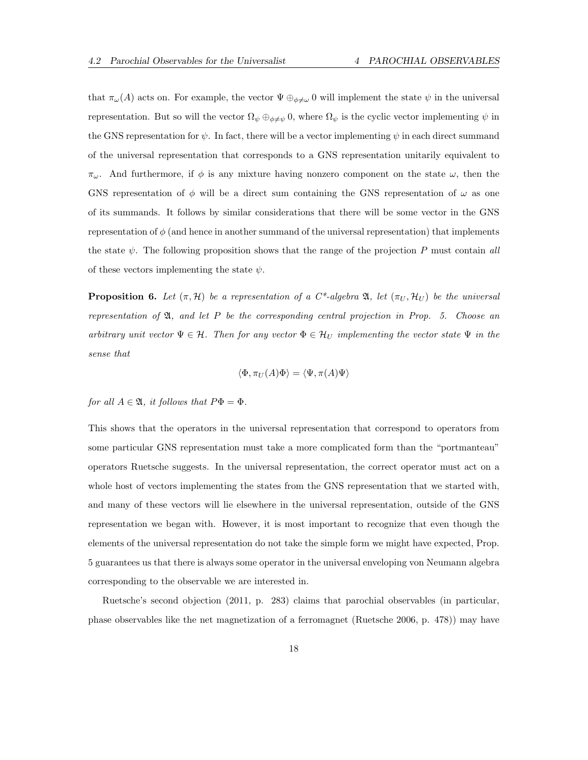that $\pi_\omega(A)$ acts on. For example, the vector $\Psi \oplus_{\phi \neq \omega} 0$ will implement the state $\psi$ in the universal representation. But so will the vector $\Omega_\psi \oplus_{\phi \neq \psi} 0$, where $\Omega_\psi$ is the cyclic vector implementing $\psi$ in the GNS representation for $\psi$. In fact, there will be a vector implementing $\psi$ in each direct summand of the universal representation that corresponds to a GNS representation unitarily equivalent to $\pi_\omega$. And furthermore, if $\phi$ is any mixture having nonzero component on the state $\omega$, then the GNS representation of $\phi$ will be a direct sum containing the GNS representation of $\omega$ as one of its summands. It follows by similar considerations that there will be some vector in the GNS representation of $\phi$ (and hence in another summand of the universal representation) that implements the state $\psi$. The following proposition shows that the range of the projection $P$ must contain *all* of these vectors implementing the state $\psi$.

**Proposition 6.** *Let $(\pi, \mathcal{H})$ be a representation of a C\*-algebra $\mathfrak{A}$, let $(\pi_U, \mathcal{H}_U)$ be the universal representation of $\mathfrak{A}$, and let $P$ be the corresponding central projection in Prop. 5. Choose an arbitrary unit vector $\Psi \in \mathcal{H}$. Then for any vector $\Phi \in \mathcal{H}_U$ implementing the vector state $\Psi$ in the sense that*

$$\langle \Phi, \pi_U(A)\Phi \rangle = \langle \Psi, \pi(A)\Psi \rangle$$

*for all $A \in \mathfrak{A}$, it follows that $P\Phi = \Phi$.*

This shows that the operators in the universal representation that correspond to operators from some particular GNS representation must take a more complicated form than the "portmanteau" operators Ruetsche suggests. In the universal representation, the correct operator must act on a whole host of vectors implementing the states from the GNS representation that we started with, and many of these vectors will lie elsewhere in the universal representation, outside of the GNS representation we began with. However, it is most important to recognize that even though the elements of the universal representation do not take the simple form we might have expected, Prop. 5 guarantees us that there is always some operator in the universal enveloping von Neumann algebra corresponding to the observable we are interested in.

Ruetsche's second objection (2011, p. 283) claims that parochial observables (in particular, phase observables like the net magnetization of a ferromagnet (Ruetsche 2006, p. 478)) may have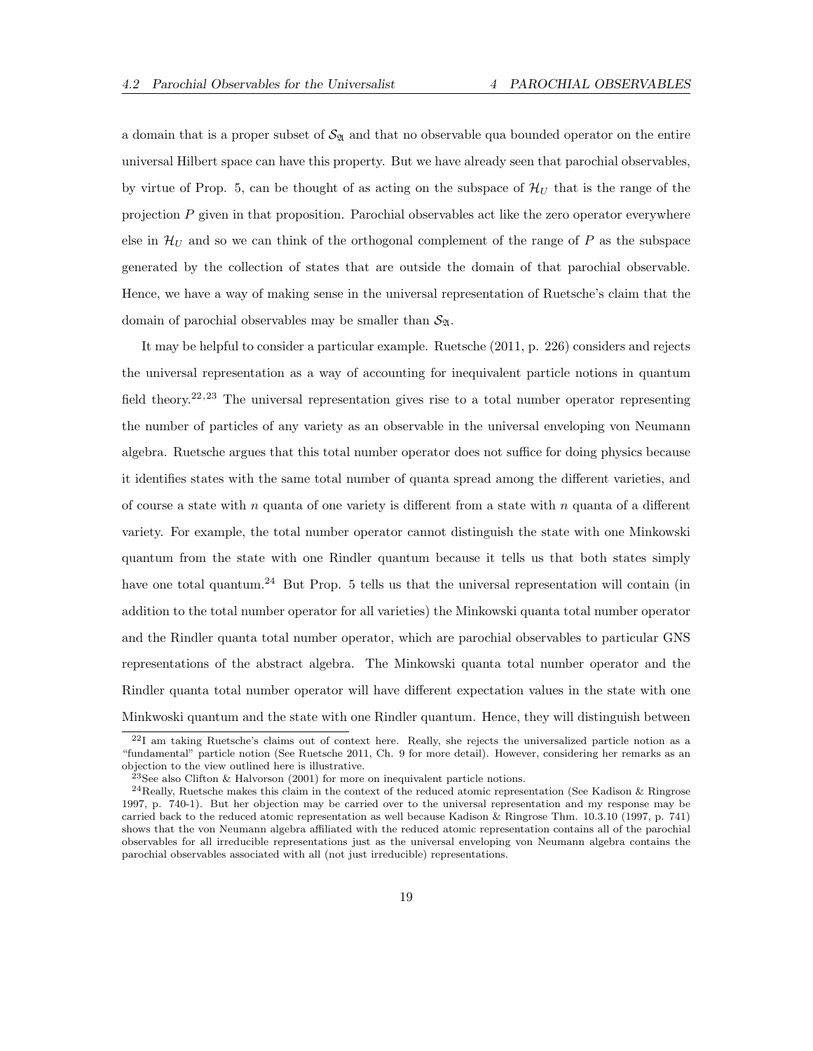a domain that is a proper subset of $\mathcal{S}_{\mathfrak{A}}$ and that no observable qua bounded operator on the entire universal Hilbert space can have this property. But we have already seen that parochial observables, by virtue of Prop. 5, can be thought of as acting on the subspace of $\mathcal{H}_U$ that is the range of the projection $P$ given in that proposition. Parochial observables act like the zero operator everywhere else in $\mathcal{H}_U$ and so we can think of the orthogonal complement of the range of $P$ as the subspace generated by the collection of states that are outside the domain of that parochial observable. Hence, we have a way of making sense in the universal representation of Ruetsche's claim that the domain of parochial observables may be smaller than $\mathcal{S}_{\mathfrak{A}}$.

It may be helpful to consider a particular example. Ruetsche (2011, p. 226) considers and rejects the universal representation as a way of accounting for inequivalent particle notions in quantum field theory.[22,23] The universal representation gives rise to a total number operator representing the number of particles of any variety as an observable in the universal enveloping von Neumann algebra. Ruetsche argues that this total number operator does not suffice for doing physics because it identifies states with the same total number of quanta spread among the different varieties, and of course a state with $n$ quanta of one variety is different from a state with $n$ quanta of a different variety. For example, the total number operator cannot distinguish the state with one Minkowski quantum from the state with one Rindler quantum because it tells us that both states simply have one total quantum.[24] But Prop. 5 tells us that the universal representation will contain (in addition to the total number operator for all varieties) the Minkowski quanta total number operator and the Rindler quanta total number operator, which are parochial observables to particular GNS representations of the abstract algebra. The Minkowski quanta total number operator and the Rindler quanta total number operator will have different expectation values in the state with one Minkwoski quantum and the state with one Rindler quantum. Hence, they will distinguish between

[22] I am taking Ruetsche's claims out of context here. Really, she rejects the universalized particle notion as a "fundamental" particle notion (See Ruetsche 2011, Ch. 9 for more detail). However, considering her remarks as an objection to the view outlined here is illustrative.

[23] See also Clifton & Halvorson (2001) for more on inequivalent particle notions.

[24] Really, Ruetsche makes this claim in the context of the reduced atomic representation (See Kadison & Ringrose 1997, p. 740-1). But her objection may be carried over to the universal representation and my response may be carried back to the reduced atomic representation as well because Kadison & Ringrose Thm. 10.3.10 (1997, p. 741) shows that the von Neumann algebra affiliated with the reduced atomic representation contains all of the parochial observables for all irreducible representations just as the universal enveloping von Neumann algebra contains the parochial observables associated with all (not just irreducible) representations.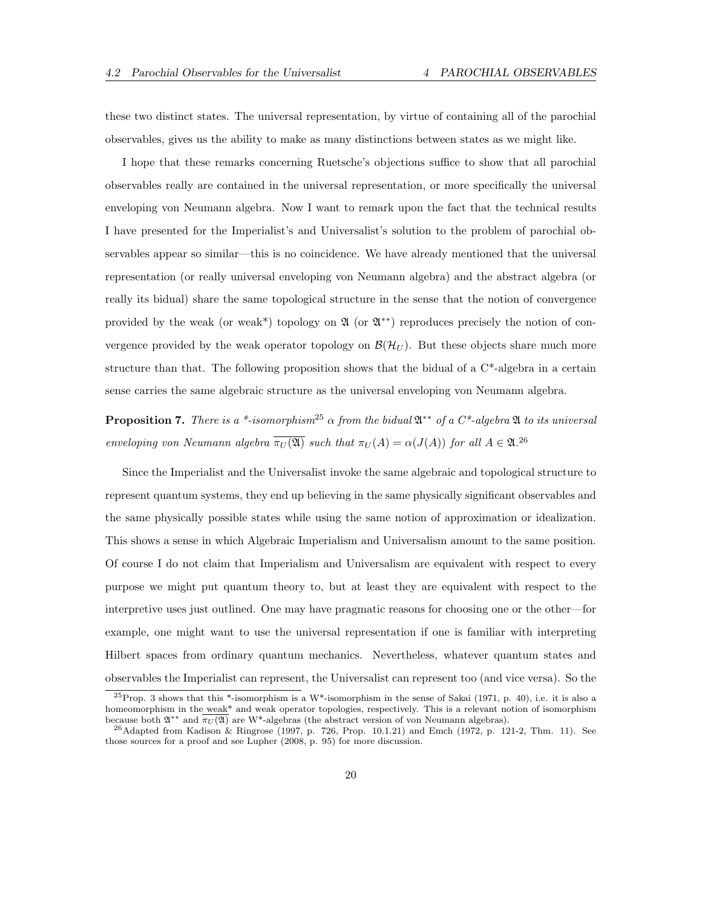these two distinct states. The universal representation, by virtue of containing all of the parochial observables, gives us the ability to make as many distinctions between states as we might like.

I hope that these remarks concerning Ruetsche's objections suffice to show that all parochial observables really are contained in the universal representation, or more specifically the universal enveloping von Neumann algebra. Now I want to remark upon the fact that the technical results I have presented for the Imperialist's and Universalist's solution to the problem of parochial observables appear so similar—this is no coincidence. We have already mentioned that the universal representation (or really universal enveloping von Neumann algebra) and the abstract algebra (or really its bidual) share the same topological structure in the sense that the notion of convergence provided by the weak (or weak*) topology on $\mathfrak{A}$ (or $\mathfrak{A}^{**}$) reproduces precisely the notion of convergence provided by the weak operator topology on $\mathcal{B}(\mathcal{H}_U)$. But these objects share much more structure than that. The following proposition shows that the bidual of a C*-algebra in a certain sense carries the same algebraic structure as the universal enveloping von Neumann algebra.

**Proposition 7.** *There is a \*-isomorphism*[25] *$\alpha$ from the bidual $\mathfrak{A}^{**}$ of a C\*-algebra $\mathfrak{A}$ to its universal enveloping von Neumann algebra $\overline{\pi_U(\mathfrak{A})}$ such that $\pi_U(A) = \alpha(J(A))$ for all $A \in \mathfrak{A}$.*[26]

Since the Imperialist and the Universalist invoke the same algebraic and topological structure to represent quantum systems, they end up believing in the same physically significant observables and the same physically possible states while using the same notion of approximation or idealization. This shows a sense in which Algebraic Imperialism and Universalism amount to the same position. Of course I do not claim that Imperialism and Universalism are equivalent with respect to every purpose we might put quantum theory to, but at least they are equivalent with respect to the interpretive uses just outlined. One may have pragmatic reasons for choosing one or the other—for example, one might want to use the universal representation if one is familiar with interpreting Hilbert spaces from ordinary quantum mechanics. Nevertheless, whatever quantum states and observables the Imperialist can represent, the Universalist can represent too (and vice versa). So the

[25] Prop. 3 shows that this *-isomorphism is a W*-isomorphism in the sense of Sakai (1971, p. 40), i.e. it is also a homeomorphism in the weak* and weak operator topologies, respectively. This is a relevant notion of isomorphism because both $\mathfrak{A}^{**}$ and $\overline{\pi_U(\mathfrak{A})}$ are W*-algebras (the abstract version of von Neumann algebras).

[26] Adapted from Kadison & Ringrose (1997, p. 726, Prop. 10.1.21) and Emch (1972, p. 121-2, Thm. 11). See those sources for a proof and see Lupher (2008, p. 95) for more discussion.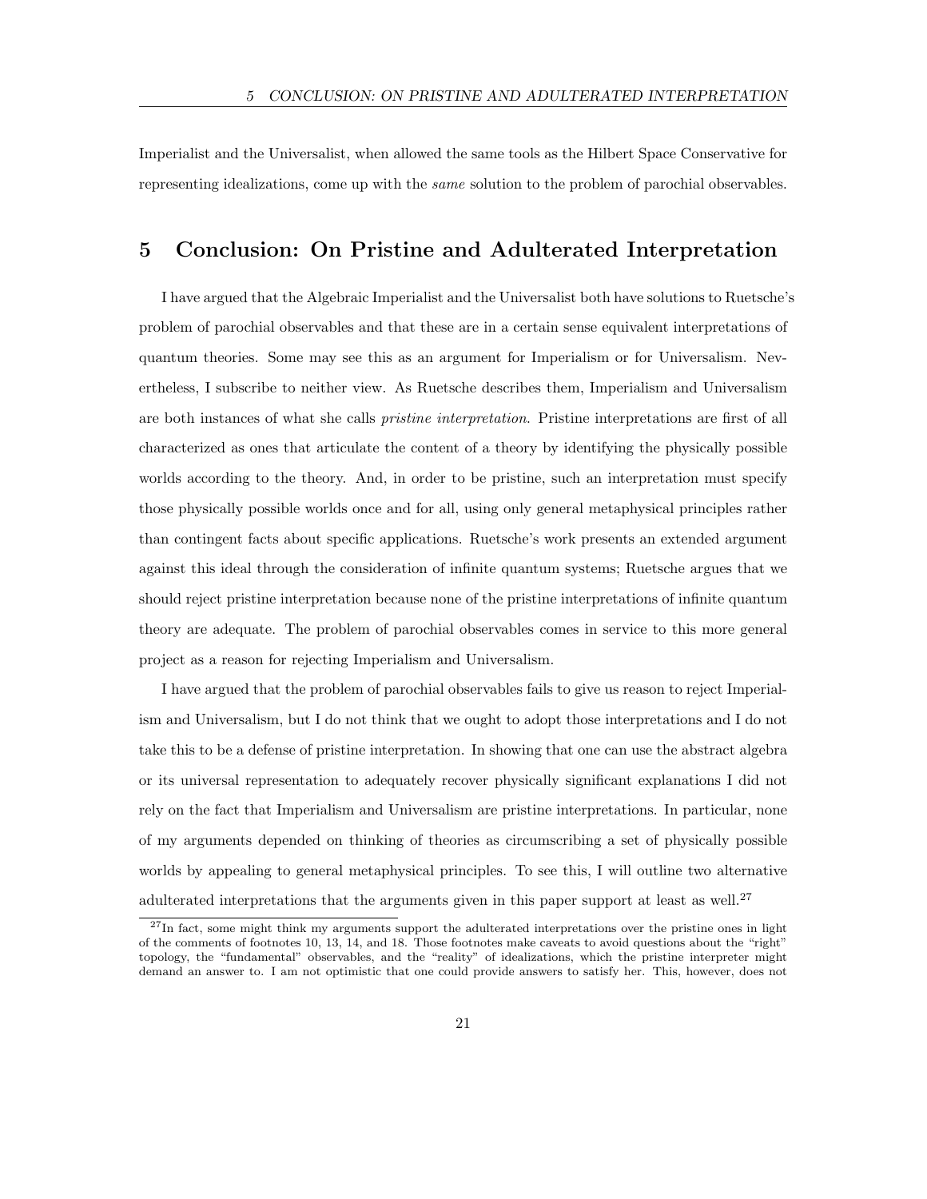Imperialist and the Universalist, when allowed the same tools as the Hilbert Space Conservative for representing idealizations, come up with the *same* solution to the problem of parochial observables.

## 5 Conclusion: On Pristine and Adulterated Interpretation

I have argued that the Algebraic Imperialist and the Universalist both have solutions to Ruetsche's problem of parochial observables and that these are in a certain sense equivalent interpretations of quantum theories. Some may see this as an argument for Imperialism or for Universalism. Nevertheless, I subscribe to neither view. As Ruetsche describes them, Imperialism and Universalism are both instances of what she calls *pristine interpretation*. Pristine interpretations are first of all characterized as ones that articulate the content of a theory by identifying the physically possible worlds according to the theory. And, in order to be pristine, such an interpretation must specify those physically possible worlds once and for all, using only general metaphysical principles rather than contingent facts about specific applications. Ruetsche's work presents an extended argument against this ideal through the consideration of infinite quantum systems; Ruetsche argues that we should reject pristine interpretation because none of the pristine interpretations of infinite quantum theory are adequate. The problem of parochial observables comes in service to this more general project as a reason for rejecting Imperialism and Universalism.

I have argued that the problem of parochial observables fails to give us reason to reject Imperialism and Universalism, but I do not think that we ought to adopt those interpretations and I do not take this to be a defense of pristine interpretation. In showing that one can use the abstract algebra or its universal representation to adequately recover physically significant explanations I did not rely on the fact that Imperialism and Universalism are pristine interpretations. In particular, none of my arguments depended on thinking of theories as circumscribing a set of physically possible worlds by appealing to general metaphysical principles. To see this, I will outline two alternative adulterated interpretations that the arguments given in this paper support at least as well.[27]

[27] In fact, some might think my arguments support the adulterated interpretations over the pristine ones in light of the comments of footnotes 10, 13, 14, and 18. Those footnotes make caveats to avoid questions about the "right" topology, the "fundamental" observables, and the "reality" of idealizations, which the pristine interpreter might demand an answer to. I am not optimistic that one could provide answers to satisfy her. This, however, does not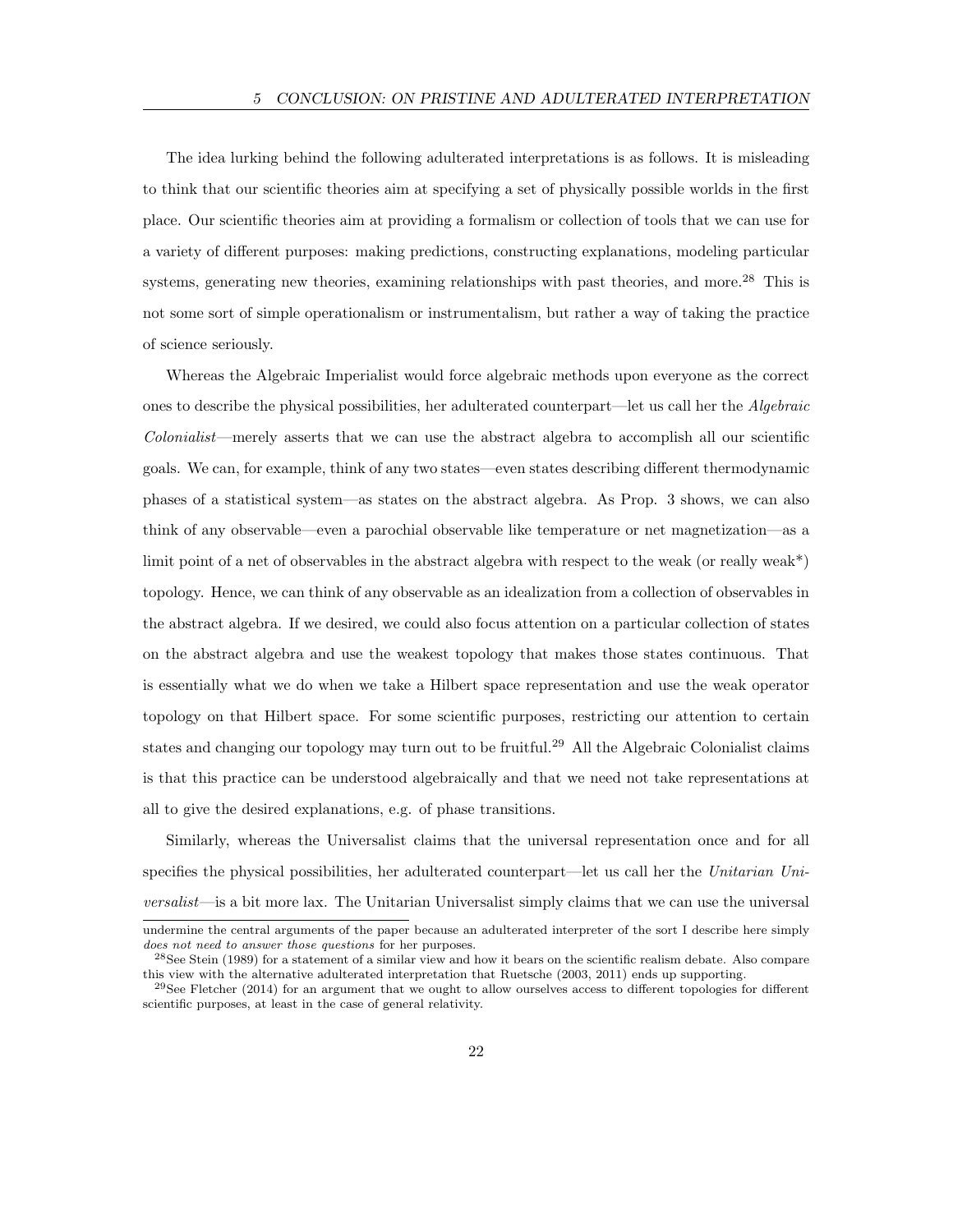The idea lurking behind the following adulterated interpretations is as follows. It is misleading to think that our scientific theories aim at specifying a set of physically possible worlds in the first place. Our scientific theories aim at providing a formalism or collection of tools that we can use for a variety of different purposes: making predictions, constructing explanations, modeling particular systems, generating new theories, examining relationships with past theories, and more.[28] This is not some sort of simple operationalism or instrumentalism, but rather a way of taking the practice of science seriously.

Whereas the Algebraic Imperialist would force algebraic methods upon everyone as the correct ones to describe the physical possibilities, her adulterated counterpart—let us call her the *Algebraic Colonialist*—merely asserts that we can use the abstract algebra to accomplish all our scientific goals. We can, for example, think of any two states—even states describing different thermodynamic phases of a statistical system—as states on the abstract algebra. As Prop. 3 shows, we can also think of any observable—even a parochial observable like temperature or net magnetization—as a limit point of a net of observables in the abstract algebra with respect to the weak (or really weak*) topology. Hence, we can think of any observable as an idealization from a collection of observables in the abstract algebra. If we desired, we could also focus attention on a particular collection of states on the abstract algebra and use the weakest topology that makes those states continuous. That is essentially what we do when we take a Hilbert space representation and use the weak operator topology on that Hilbert space. For some scientific purposes, restricting our attention to certain states and changing our topology may turn out to be fruitful.[29] All the Algebraic Colonialist claims is that this practice can be understood algebraically and that we need not take representations at all to give the desired explanations, e.g. of phase transitions.

Similarly, whereas the Universalist claims that the universal representation once and for all specifies the physical possibilities, her adulterated counterpart—let us call her the *Unitarian Universalist*—is a bit more lax. The Unitarian Universalist simply claims that we can use the universal

undermine the central arguments of the paper because an adulterated interpreter of the sort I describe here simply *does not need to answer those questions* for her purposes.

[28] See Stein (1989) for a statement of a similar view and how it bears on the scientific realism debate. Also compare this view with the alternative adulterated interpretation that Ruetsche (2003, 2011) ends up supporting.

[29] See Fletcher (2014) for an argument that we ought to allow ourselves access to different topologies for different scientific purposes, at least in the case of general relativity.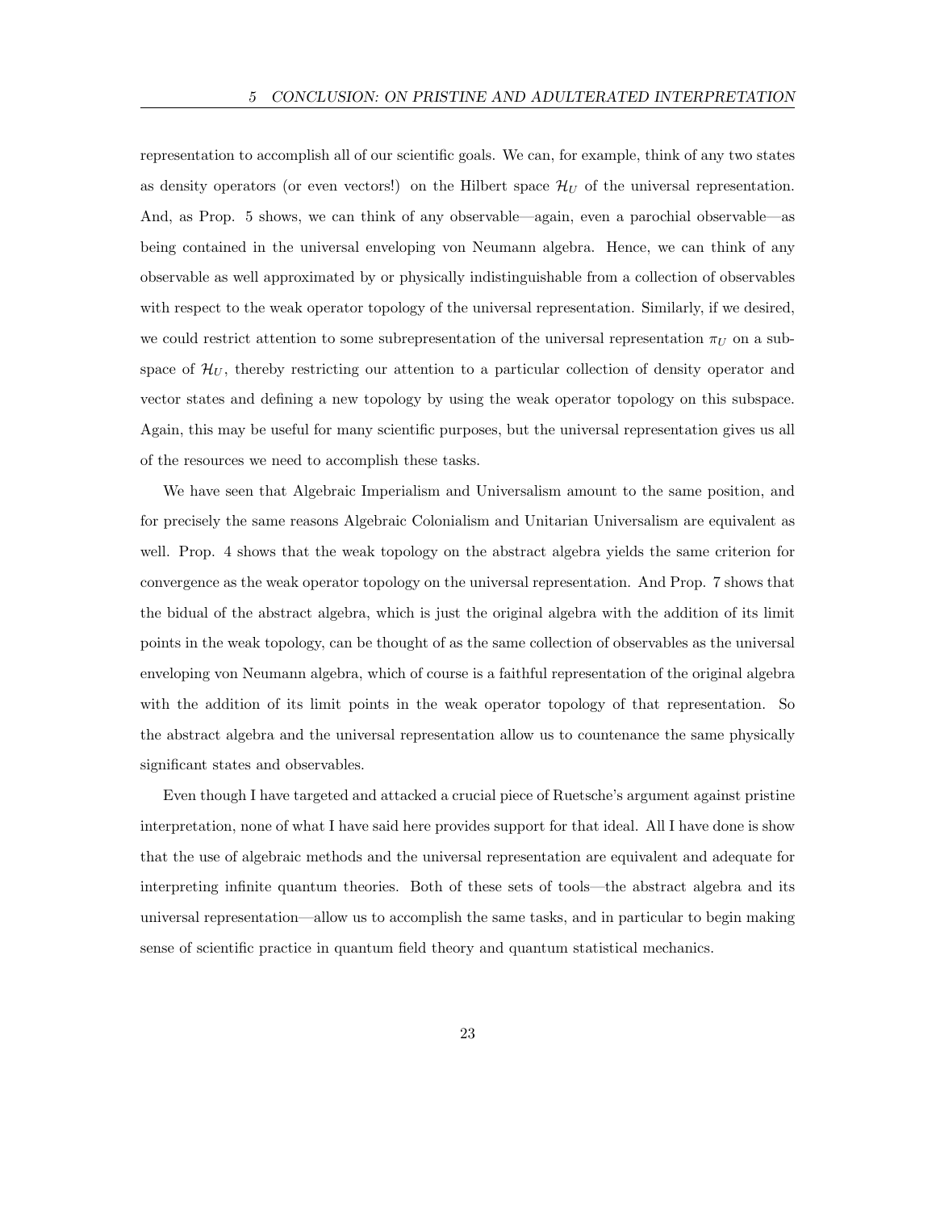representation to accomplish all of our scientific goals. We can, for example, think of any two states as density operators (or even vectors!) on the Hilbert space $\mathcal{H}_U$ of the universal representation. And, as Prop. 5 shows, we can think of any observable—again, even a parochial observable—as being contained in the universal enveloping von Neumann algebra. Hence, we can think of any observable as well approximated by or physically indistinguishable from a collection of observables with respect to the weak operator topology of the universal representation. Similarly, if we desired, we could restrict attention to some subrepresentation of the universal representation $\pi_U$ on a subspace of $\mathcal{H}_U$, thereby restricting our attention to a particular collection of density operator and vector states and defining a new topology by using the weak operator topology on this subspace. Again, this may be useful for many scientific purposes, but the universal representation gives us all of the resources we need to accomplish these tasks.

We have seen that Algebraic Imperialism and Universalism amount to the same position, and for precisely the same reasons Algebraic Colonialism and Unitarian Universalism are equivalent as well. Prop. 4 shows that the weak topology on the abstract algebra yields the same criterion for convergence as the weak operator topology on the universal representation. And Prop. 7 shows that the bidual of the abstract algebra, which is just the original algebra with the addition of its limit points in the weak topology, can be thought of as the same collection of observables as the universal enveloping von Neumann algebra, which of course is a faithful representation of the original algebra with the addition of its limit points in the weak operator topology of that representation. So the abstract algebra and the universal representation allow us to countenance the same physically significant states and observables.

Even though I have targeted and attacked a crucial piece of Ruetsche's argument against pristine interpretation, none of what I have said here provides support for that ideal. All I have done is show that the use of algebraic methods and the universal representation are equivalent and adequate for interpreting infinite quantum theories. Both of these sets of tools—the abstract algebra and its universal representation—allow us to accomplish the same tasks, and in particular to begin making sense of scientific practice in quantum field theory and quantum statistical mechanics.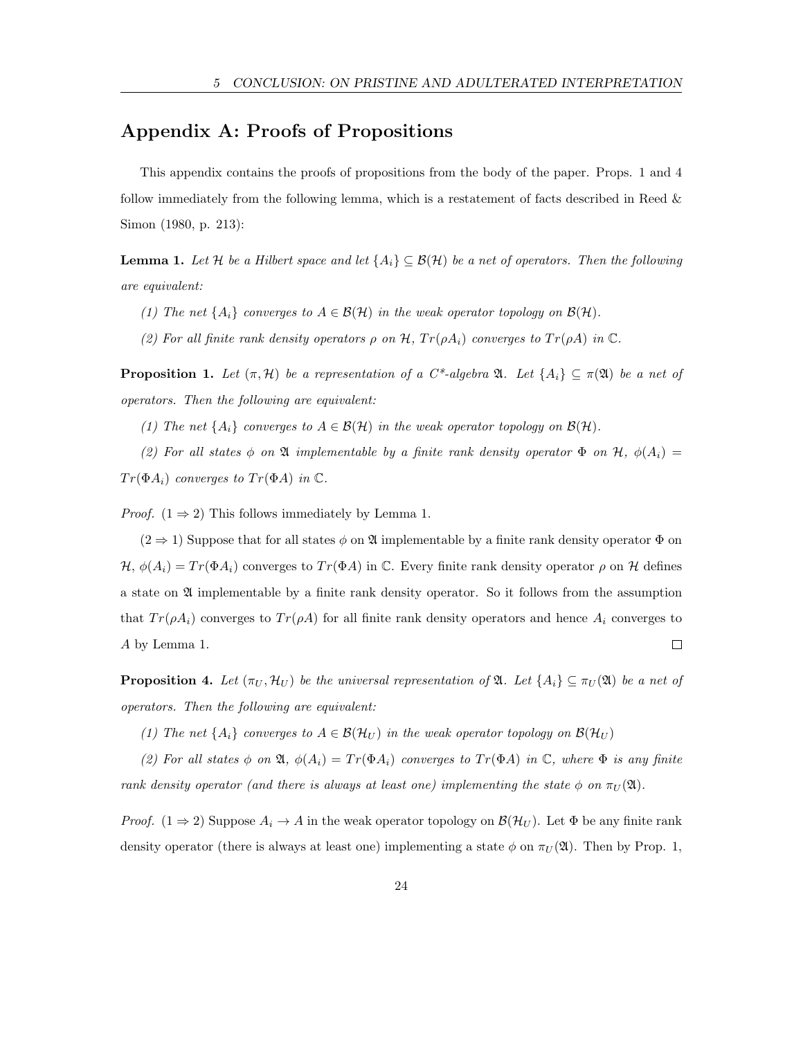## Appendix A: Proofs of Propositions

This appendix contains the proofs of propositions from the body of the paper. Props. 1 and 4 follow immediately from the following lemma, which is a restatement of facts described in Reed & Simon (1980, p. 213):

**Lemma 1.** *Let $\mathcal{H}$ be a Hilbert space and let $\{A_i\} \subseteq \mathcal{B}(\mathcal{H})$ be a net of operators. Then the following are equivalent:*

*(1) The net $\{A_i\}$ converges to $A \in \mathcal{B}(\mathcal{H})$ in the weak operator topology on $\mathcal{B}(\mathcal{H})$.*

*(2) For all finite rank density operators $\rho$ on $\mathcal{H}$, $Tr(\rho A_i)$ converges to $Tr(\rho A)$ in $\mathbb{C}$.*

**Proposition 1.** *Let $(\pi, \mathcal{H})$ be a representation of a C\*-algebra $\mathfrak{A}$. Let $\{A_i\} \subseteq \pi(\mathfrak{A})$ be a net of operators. Then the following are equivalent:*

*(1) The net $\{A_i\}$ converges to $A \in \mathcal{B}(\mathcal{H})$ in the weak operator topology on $\mathcal{B}(\mathcal{H})$.*

*(2) For all states $\phi$ on $\mathfrak{A}$ implementable by a finite rank density operator $\Phi$ on $\mathcal{H}$, $\phi(A_i) = Tr(\Phi A_i)$ converges to $Tr(\Phi A)$ in $\mathbb{C}$.*

*Proof.* ($1 \Rightarrow 2$) This follows immediately by Lemma 1.

($2 \Rightarrow 1$) Suppose that for all states $\phi$ on $\mathfrak{A}$ implementable by a finite rank density operator $\Phi$ on $\mathcal{H}$, $\phi(A_i) = Tr(\Phi A_i)$ converges to $Tr(\Phi A)$ in $\mathbb{C}$. Every finite rank density operator $\rho$ on $\mathcal{H}$ defines a state on $\mathfrak{A}$ implementable by a finite rank density operator. So it follows from the assumption that $Tr(\rho A_i)$ converges to $Tr(\rho A)$ for all finite rank density operators and hence $A_i$ converges to $A$ by Lemma 1. □

**Proposition 4.** *Let $(\pi_U, \mathcal{H}_U)$ be the universal representation of $\mathfrak{A}$. Let $\{A_i\} \subseteq \pi_U(\mathfrak{A})$ be a net of operators. Then the following are equivalent:*

*(1) The net $\{A_i\}$ converges to $A \in \mathcal{B}(\mathcal{H}_U)$ in the weak operator topology on $\mathcal{B}(\mathcal{H}_U)$*

*(2) For all states $\phi$ on $\mathfrak{A}$, $\phi(A_i) = Tr(\Phi A_i)$ converges to $Tr(\Phi A)$ in $\mathbb{C}$, where $\Phi$ is any finite rank density operator (and there is always at least one) implementing the state $\phi$ on $\pi_U(\mathfrak{A})$.*

*Proof.* ($1 \Rightarrow 2$) Suppose $A_i \to A$ in the weak operator topology on $\mathcal{B}(\mathcal{H}_U)$. Let $\Phi$ be any finite rank density operator (there is always at least one) implementing a state $\phi$ on $\pi_U(\mathfrak{A})$. Then by Prop. 1,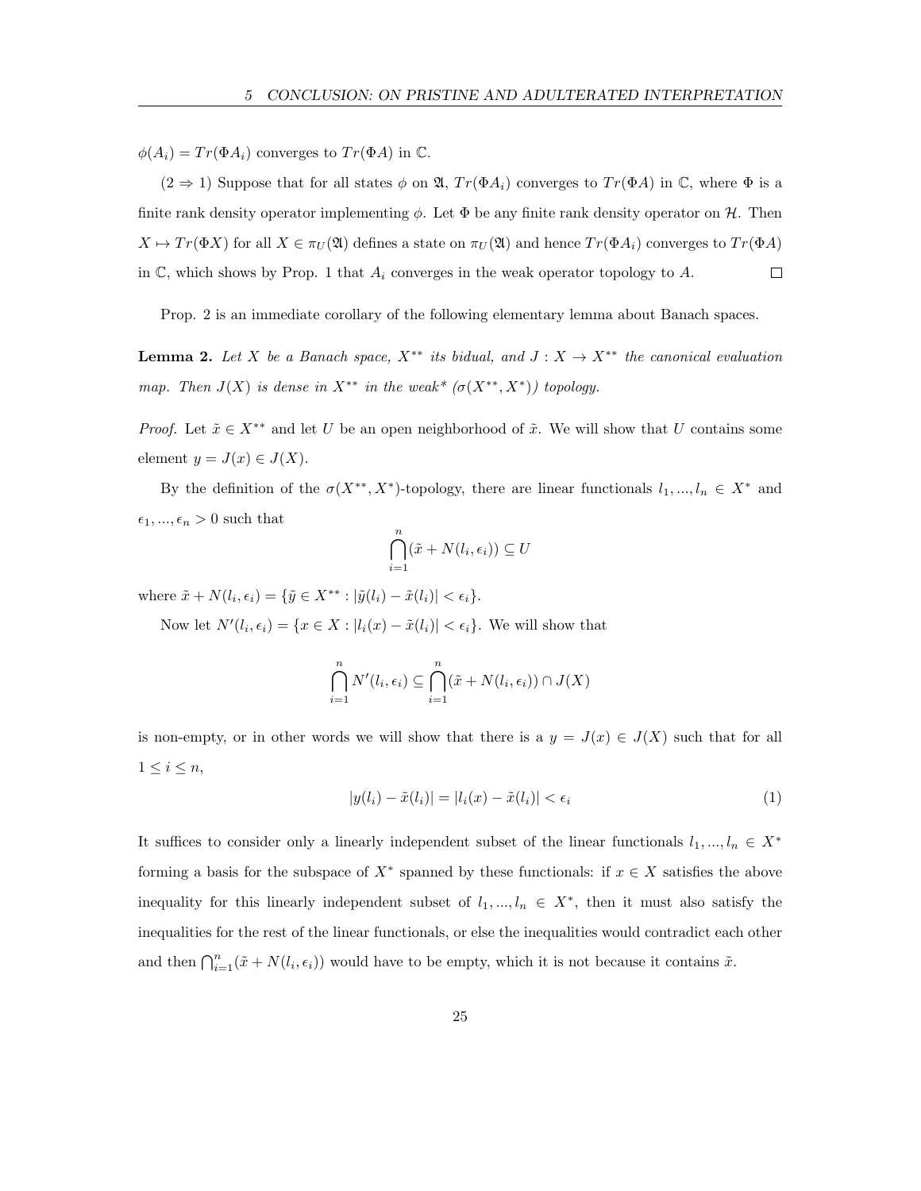$\phi(A_i) = Tr(\Phi A_i)$ converges to $Tr(\Phi A)$ in $\mathbb{C}$.

($2 \Rightarrow 1$) Suppose that for all states $\phi$ on $\mathfrak{A}$, $Tr(\Phi A_i)$ converges to $Tr(\Phi A)$ in $\mathbb{C}$, where $\Phi$ is a finite rank density operator implementing $\phi$. Let $\Phi$ be any finite rank density operator on $\mathcal{H}$. Then $X \mapsto Tr(\Phi X)$ for all $X \in \pi_U(\mathfrak{A})$ defines a state on $\pi_U(\mathfrak{A})$ and hence $Tr(\Phi A_i)$ converges to $Tr(\Phi A)$ in $\mathbb{C}$, which shows by Prop. 1 that $A_i$ converges in the weak operator topology to $A$. $\square$

Prop. 2 is an immediate corollary of the following elementary lemma about Banach spaces.

**Lemma 2.** *Let $X$ be a Banach space, $X^{**}$ its bidual, and $J : X \to X^{**}$ the canonical evaluation map. Then $J(X)$ is dense in $X^{**}$ in the weak\* ($\sigma(X^{**}, X^*)$) topology.*

*Proof.* Let $\tilde{x} \in X^{**}$ and let $U$ be an open neighborhood of $\tilde{x}$. We will show that $U$ contains some element $y = J(x) \in J(X)$.

By the definition of the $\sigma(X^{**}, X^*)$-topology, there are linear functionals $l_1, ..., l_n \in X^*$ and $\epsilon_1, ..., \epsilon_n > 0$ such that

$$\bigcap_{i=1}^{n} (\tilde{x} + N(l_i, \epsilon_i)) \subseteq U$$

where $\tilde{x} + N(l_i, \epsilon_i) = \{\tilde{y} \in X^{**} : |\tilde{y}(l_i) - \tilde{x}(l_i)| < \epsilon_i\}$.

Now let $N'(l_i, \epsilon_i) = \{x \in X : |l_i(x) - \tilde{x}(l_i)| < \epsilon_i\}$. We will show that

$$\bigcap_{i=1}^{n} N'(l_i, \epsilon_i) \subseteq \bigcap_{i=1}^{n} (\tilde{x} + N(l_i, \epsilon_i)) \cap J(X)$$

is non-empty, or in other words we will show that there is a $y = J(x) \in J(X)$ such that for all $1 \leq i \leq n$,

$$|y(l_i) - \tilde{x}(l_i)| = |l_i(x) - \tilde{x}(l_i)| < \epsilon_i \tag{1}$$

It suffices to consider only a linearly independent subset of the linear functionals $l_1, ..., l_n \in X^*$ forming a basis for the subspace of $X^*$ spanned by these functionals: if $x \in X$ satisfies the above inequality for this linearly independent subset of $l_1, ..., l_n \in X^*$, then it must also satisfy the inequalities for the rest of the linear functionals, or else the inequalities would contradict each other and then $\bigcap_{i=1}^{n} (\tilde{x} + N(l_i, \epsilon_i))$ would have to be empty, which it is not because it contains $\tilde{x}$.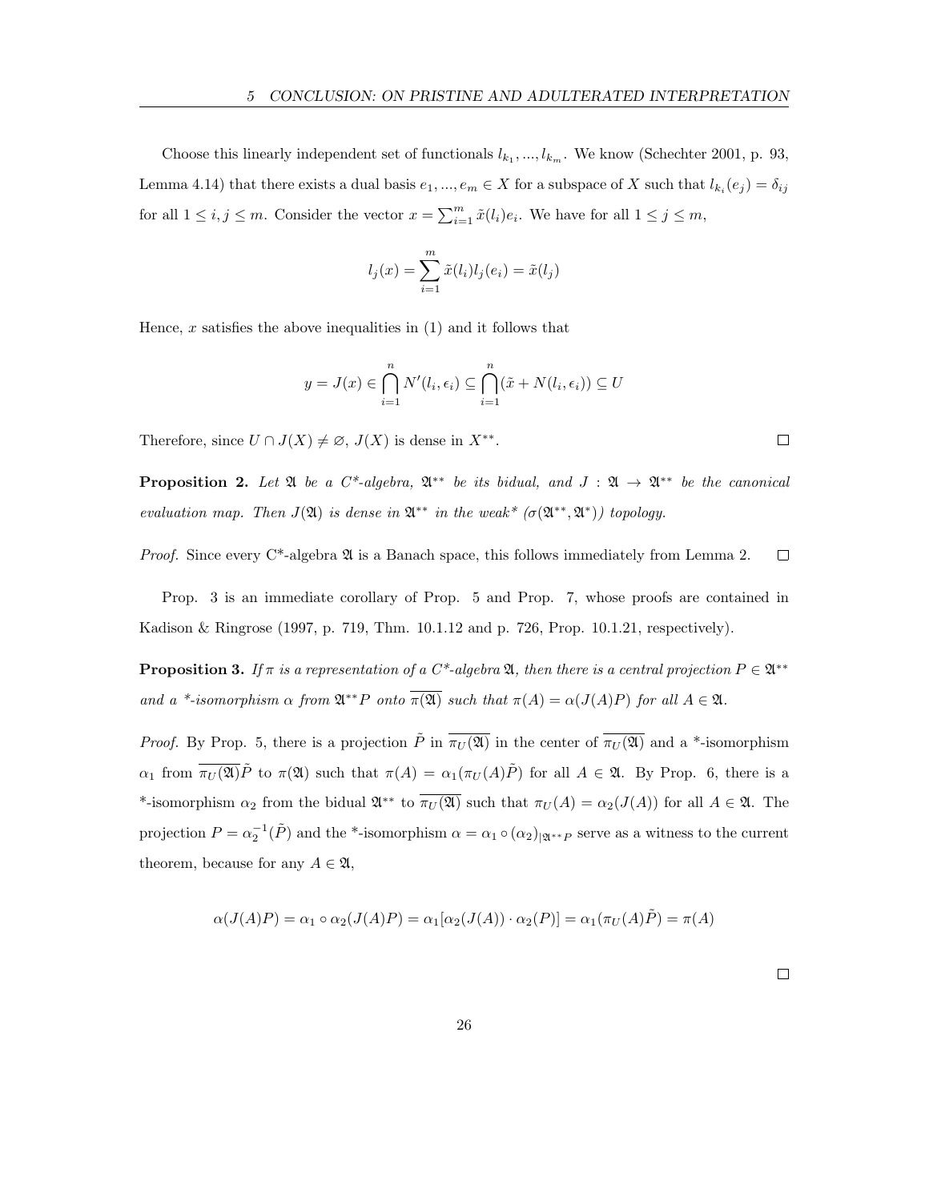Choose this linearly independent set of functionals $l_{k_1}, ..., l_{k_m}$. We know (Schechter 2001, p. 93, Lemma 4.14) that there exists a dual basis $e_1, ..., e_m \in X$ for a subspace of $X$ such that $l_{k_i}(e_j) = \delta_{ij}$ for all $1 \leq i, j \leq m$. Consider the vector $x = \sum_{i=1}^{m} \tilde{x}(l_i)e_i$. We have for all $1 \leq j \leq m$,

$$l_j(x) = \sum_{i=1}^{m} \tilde{x}(l_i)l_j(e_i) = \tilde{x}(l_j)$$

Hence, $x$ satisfies the above inequalities in (1) and it follows that

$$y = J(x) \in \bigcap_{i=1}^{n} N'(l_i, \epsilon_i) \subseteq \bigcap_{i=1}^{n} (\tilde{x} + N(l_i, \epsilon_i)) \subseteq U$$

Therefore, since $U \cap J(X) \neq \varnothing$, $J(X)$ is dense in $X^{**}$. □

**Proposition 2.** *Let $\mathfrak{A}$ be a C\*-algebra, $\mathfrak{A}^{**}$ be its bidual, and $J : \mathfrak{A} \to \mathfrak{A}^{**}$ be the canonical evaluation map. Then $J(\mathfrak{A})$ is dense in $\mathfrak{A}^{**}$ in the weak\* ($\sigma(\mathfrak{A}^{**}, \mathfrak{A}^{*})$) topology.*

*Proof.* Since every C\*-algebra $\mathfrak{A}$ is a Banach space, this follows immediately from Lemma 2. □

Prop. 3 is an immediate corollary of Prop. 5 and Prop. 7, whose proofs are contained in Kadison & Ringrose (1997, p. 719, Thm. 10.1.12 and p. 726, Prop. 10.1.21, respectively).

**Proposition 3.** *If $\pi$ is a representation of a C\*-algebra $\mathfrak{A}$, then there is a central projection $P \in \mathfrak{A}^{**}$ and a \*-isomorphism $\alpha$ from $\mathfrak{A}^{**}P$ onto $\overline{\pi(\mathfrak{A})}$ such that $\pi(A) = \alpha(J(A)P)$ for all $A \in \mathfrak{A}$.*

*Proof.* By Prop. 5, there is a projection $\tilde{P}$ in $\overline{\pi_U(\mathfrak{A})}$ in the center of $\overline{\pi_U(\mathfrak{A})}$ and a \*-isomorphism $\alpha_1$ from $\overline{\pi_U(\mathfrak{A})}\tilde{P}$ to $\pi(\mathfrak{A})$ such that $\pi(A) = \alpha_1(\pi_U(A)\tilde{P})$ for all $A \in \mathfrak{A}$. By Prop. 6, there is a \*-isomorphism $\alpha_2$ from the bidual $\mathfrak{A}^{**}$ to $\overline{\pi_U(\mathfrak{A})}$ such that $\pi_U(A) = \alpha_2(J(A))$ for all $A \in \mathfrak{A}$. The projection $P = \alpha_2^{-1}(\tilde{P})$ and the \*-isomorphism $\alpha = \alpha_1 \circ (\alpha_2)_{|\mathfrak{A}^{**}P}$ serve as a witness to the current theorem, because for any $A \in \mathfrak{A}$,

$$\alpha(J(A)P) = \alpha_1 \circ \alpha_2(J(A)P) = \alpha_1[\alpha_2(J(A)) \cdot \alpha_2(P)] = \alpha_1(\pi_U(A)\tilde{P}) = \pi(A)$$

□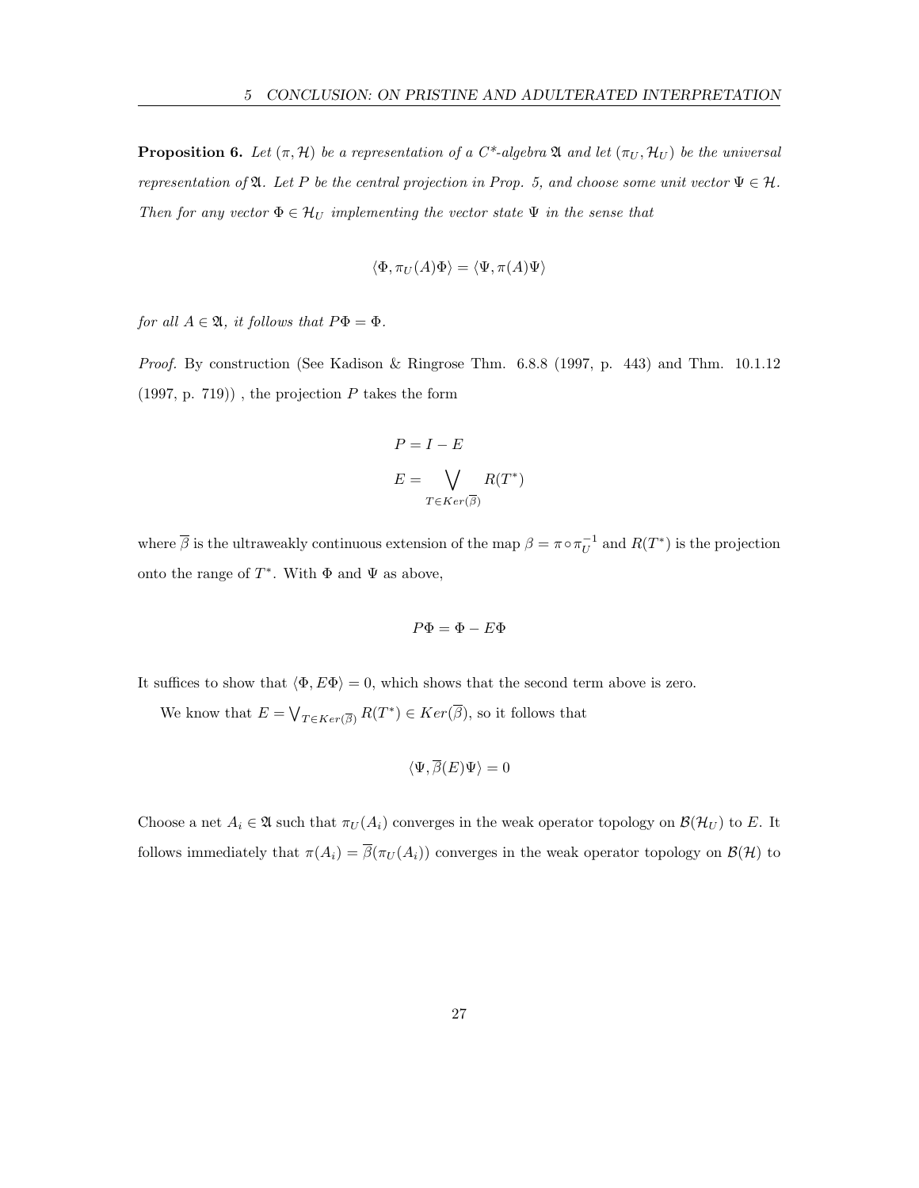**Proposition 6.** *Let $(\pi, \mathcal{H})$ be a representation of a C\*-algebra $\mathfrak{A}$ and let $(\pi_U, \mathcal{H}_U)$ be the universal representation of $\mathfrak{A}$. Let $P$ be the central projection in Prop. 5, and choose some unit vector $\Psi \in \mathcal{H}$. Then for any vector $\Phi \in \mathcal{H}_U$ implementing the vector state $\Psi$ in the sense that*

$$\langle \Phi, \pi_U(A)\Phi \rangle = \langle \Psi, \pi(A)\Psi \rangle$$

*for all $A \in \mathfrak{A}$, it follows that $P\Phi = \Phi$.*

*Proof.* By construction (See Kadison & Ringrose Thm. 6.8.8 (1997, p. 443) and Thm. 10.1.12 (1997, p. 719)) , the projection $P$ takes the form

$$P = I - E$$

$$E = \bigvee_{T \in Ker(\overline{\beta})} R(T^*)$$

where $\overline{\beta}$ is the ultraweakly continuous extension of the map $\beta = \pi \circ \pi_U^{-1}$ and $R(T^*)$ is the projection onto the range of $T^*$. With $\Phi$ and $\Psi$ as above,

$$P\Phi = \Phi - E\Phi$$

It suffices to show that $\langle \Phi, E\Phi \rangle = 0$, which shows that the second term above is zero.

We know that $E = \bigvee_{T \in Ker(\overline{\beta})} R(T^*) \in Ker(\overline{\beta})$, so it follows that

$$\langle \Psi, \overline{\beta}(E)\Psi \rangle = 0$$

Choose a net $A_i \in \mathfrak{A}$ such that $\pi_U(A_i)$ converges in the weak operator topology on $\mathcal{B}(\mathcal{H}_U)$ to $E$. It follows immediately that $\pi(A_i) = \overline{\beta}(\pi_U(A_i))$ converges in the weak operator topology on $\mathcal{B}(\mathcal{H})$ to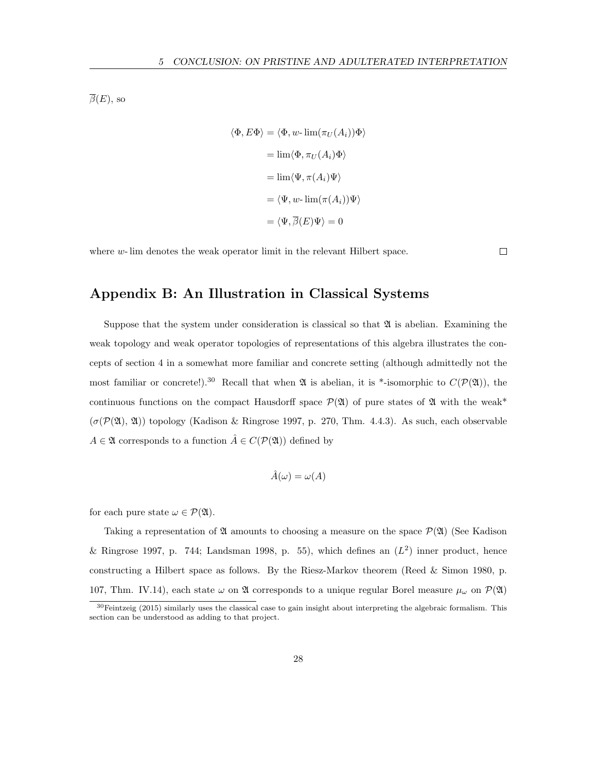$\overline{\beta}(E)$, so

$$
\begin{aligned}
\langle \Phi, E\Phi \rangle &= \langle \Phi, w\text{-}\lim(\pi_U(A_i))\Phi \rangle \\
&= \lim \langle \Phi, \pi_U(A_i)\Phi \rangle \\
&= \lim \langle \Psi, \pi(A_i)\Psi \rangle \\
&= \langle \Psi, w\text{-}\lim(\pi(A_i))\Psi \rangle \\
&= \langle \Psi, \overline{\beta}(E)\Psi \rangle = 0
\end{aligned}
$$

where $w$-lim denotes the weak operator limit in the relevant Hilbert space. □

## Appendix B: An Illustration in Classical Systems

Suppose that the system under consideration is classical so that $\mathfrak{A}$ is abelian. Examining the weak topology and weak operator topologies of representations of this algebra illustrates the concepts of section 4 in a somewhat more familiar and concrete setting (although admittedly not the most familiar or concrete!).[30] Recall that when $\mathfrak{A}$ is abelian, it is *-isomorphic to $C(\mathcal{P}(\mathfrak{A}))$, the continuous functions on the compact Hausdorff space $\mathcal{P}(\mathfrak{A})$ of pure states of $\mathfrak{A}$ with the weak* ($\sigma(\mathcal{P}(\mathfrak{A}), \mathfrak{A})$) topology (Kadison & Ringrose 1997, p. 270, Thm. 4.4.3). As such, each observable $A \in \mathfrak{A}$ corresponds to a function $\hat{A} \in C(\mathcal{P}(\mathfrak{A}))$ defined by

$$\hat{A}(\omega) = \omega(A)$$

for each pure state $\omega \in \mathcal{P}(\mathfrak{A})$.

Taking a representation of $\mathfrak{A}$ amounts to choosing a measure on the space $\mathcal{P}(\mathfrak{A})$ (See Kadison & Ringrose 1997, p. 744; Landsman 1998, p. 55), which defines an ($L^2$) inner product, hence constructing a Hilbert space as follows. By the Riesz-Markov theorem (Reed & Simon 1980, p. 107, Thm. IV.14), each state $\omega$ on $\mathfrak{A}$ corresponds to a unique regular Borel measure $\mu_\omega$ on $\mathcal{P}(\mathfrak{A})$

[30] Feintzeig (2015) similarly uses the classical case to gain insight about interpreting the algebraic formalism. This section can be understood as adding to that project.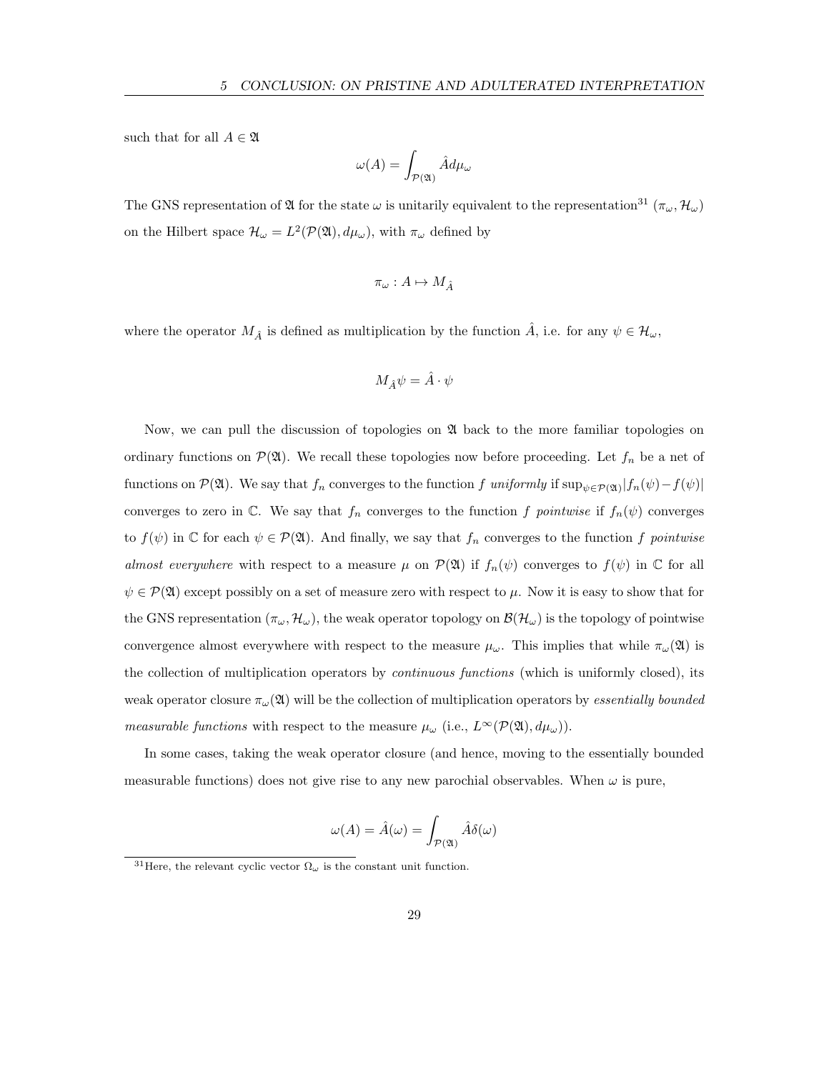such that for all $A \in \mathfrak{A}$

$$\omega(A) = \int_{\mathcal{P}(\mathfrak{A})} \hat{A} d\mu_\omega$$

The GNS representation of $\mathfrak{A}$ for the state $\omega$ is unitarily equivalent to the representation[31] $(\pi_\omega, \mathcal{H}_\omega)$ on the Hilbert space $\mathcal{H}_\omega = L^2(\mathcal{P}(\mathfrak{A}), d\mu_\omega)$, with $\pi_\omega$ defined by

$$\pi_\omega : A \mapsto M_{\hat{A}}$$

where the operator $M_{\hat{A}}$ is defined as multiplication by the function $\hat{A}$, i.e. for any $\psi \in \mathcal{H}_\omega$,

$$M_{\hat{A}} \psi = \hat{A} \cdot \psi$$

Now, we can pull the discussion of topologies on $\mathfrak{A}$ back to the more familiar topologies on ordinary functions on $\mathcal{P}(\mathfrak{A})$. We recall these topologies now before proceeding. Let $f_n$ be a net of functions on $\mathcal{P}(\mathfrak{A})$. We say that $f_n$ converges to the function $f$ *uniformly* if $\sup_{\psi \in \mathcal{P}(\mathfrak{A})} |f_n(\psi) - f(\psi)|$ converges to zero in $\mathbb{C}$. We say that $f_n$ converges to the function $f$ *pointwise* if $f_n(\psi)$ converges to $f(\psi)$ in $\mathbb{C}$ for each $\psi \in \mathcal{P}(\mathfrak{A})$. And finally, we say that $f_n$ converges to the function $f$ *pointwise almost everywhere* with respect to a measure $\mu$ on $\mathcal{P}(\mathfrak{A})$ if $f_n(\psi)$ converges to $f(\psi)$ in $\mathbb{C}$ for all $\psi \in \mathcal{P}(\mathfrak{A})$ except possibly on a set of measure zero with respect to $\mu$. Now it is easy to show that for the GNS representation $(\pi_\omega, \mathcal{H}_\omega)$, the weak operator topology on $\mathcal{B}(\mathcal{H}_\omega)$ is the topology of pointwise convergence almost everywhere with respect to the measure $\mu_\omega$. This implies that while $\pi_\omega(\mathfrak{A})$ is the collection of multiplication operators by *continuous functions* (which is uniformly closed), its weak operator closure $\pi_\omega(\mathfrak{A})$ will be the collection of multiplication operators by *essentially bounded measurable functions* with respect to the measure $\mu_\omega$ (i.e., $L^\infty(\mathcal{P}(\mathfrak{A}), d\mu_\omega)$).

In some cases, taking the weak operator closure (and hence, moving to the essentially bounded measurable functions) does not give rise to any new parochial observables. When $\omega$ is pure,

$$\omega(A) = \hat{A}(\omega) = \int_{\mathcal{P}(\mathfrak{A})} \hat{A} \delta(\omega)$$

[31] Here, the relevant cyclic vector $\Omega_\omega$ is the constant unit function.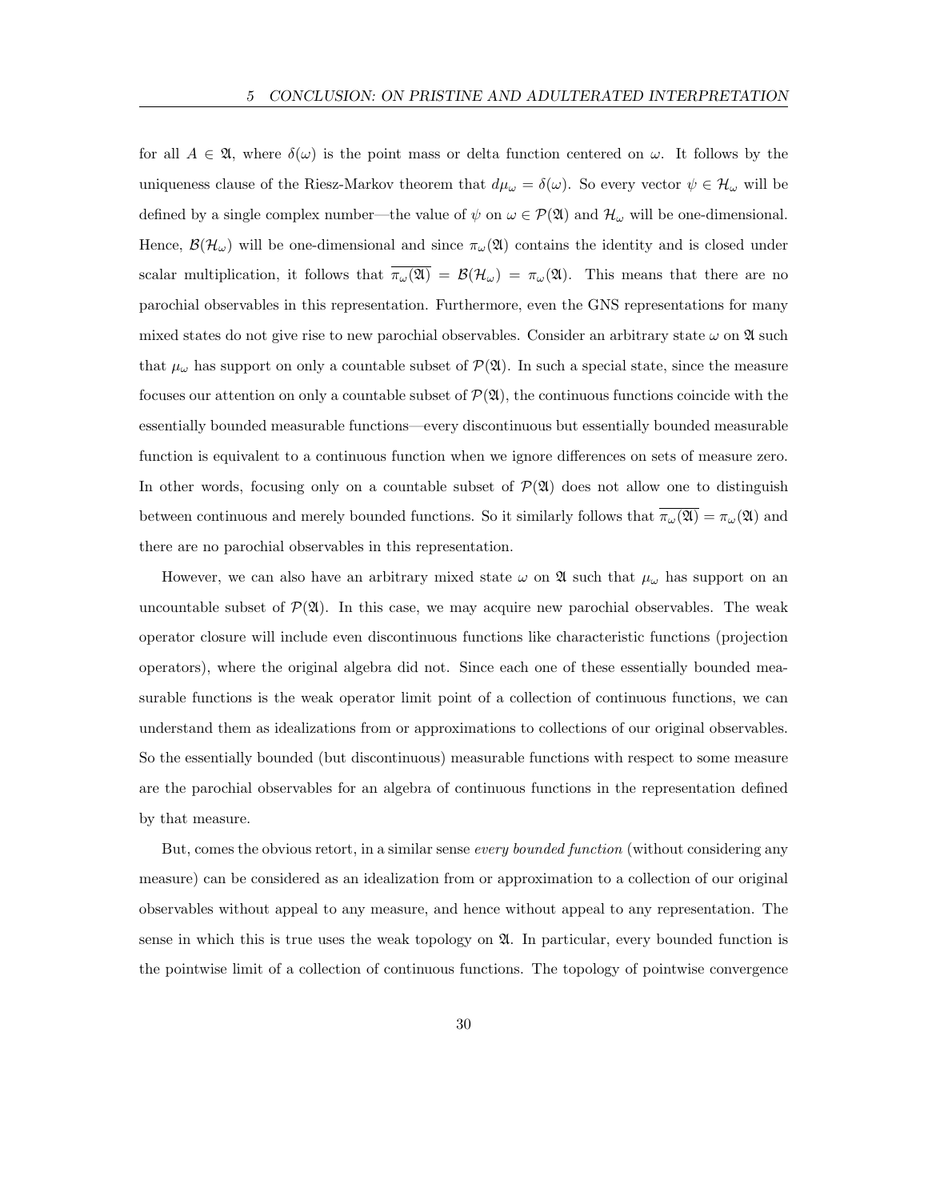for all $A \in \mathfrak{A}$, where $\delta(\omega)$ is the point mass or delta function centered on $\omega$. It follows by the uniqueness clause of the Riesz-Markov theorem that $d\mu_\omega = \delta(\omega)$. So every vector $\psi \in \mathcal{H}_\omega$ will be defined by a single complex number—the value of $\psi$ on $\omega \in \mathcal{P}(\mathfrak{A})$ and $\mathcal{H}_\omega$ will be one-dimensional. Hence, $\mathcal{B}(\mathcal{H}_\omega)$ will be one-dimensional and since $\pi_\omega(\mathfrak{A})$ contains the identity and is closed under scalar multiplication, it follows that $\overline{\pi_\omega(\mathfrak{A})} = \mathcal{B}(\mathcal{H}_\omega) = \pi_\omega(\mathfrak{A})$. This means that there are no parochial observables in this representation. Furthermore, even the GNS representations for many mixed states do not give rise to new parochial observables. Consider an arbitrary state $\omega$ on $\mathfrak{A}$ such that $\mu_\omega$ has support on only a countable subset of $\mathcal{P}(\mathfrak{A})$. In such a special state, since the measure focuses our attention on only a countable subset of $\mathcal{P}(\mathfrak{A})$, the continuous functions coincide with the essentially bounded measurable functions—every discontinuous but essentially bounded measurable function is equivalent to a continuous function when we ignore differences on sets of measure zero. In other words, focusing only on a countable subset of $\mathcal{P}(\mathfrak{A})$ does not allow one to distinguish between continuous and merely bounded functions. So it similarly follows that $\overline{\pi_\omega(\mathfrak{A})} = \pi_\omega(\mathfrak{A})$ and there are no parochial observables in this representation.

However, we can also have an arbitrary mixed state $\omega$ on $\mathfrak{A}$ such that $\mu_\omega$ has support on an uncountable subset of $\mathcal{P}(\mathfrak{A})$. In this case, we may acquire new parochial observables. The weak operator closure will include even discontinuous functions like characteristic functions (projection operators), where the original algebra did not. Since each one of these essentially bounded measurable functions is the weak operator limit point of a collection of continuous functions, we can understand them as idealizations from or approximations to collections of our original observables. So the essentially bounded (but discontinuous) measurable functions with respect to some measure are the parochial observables for an algebra of continuous functions in the representation defined by that measure.

But, comes the obvious retort, in a similar sense *every bounded function* (without considering any measure) can be considered as an idealization from or approximation to a collection of our original observables without appeal to any measure, and hence without appeal to any representation. The sense in which this is true uses the weak topology on $\mathfrak{A}$. In particular, every bounded function is the pointwise limit of a collection of continuous functions. The topology of pointwise convergence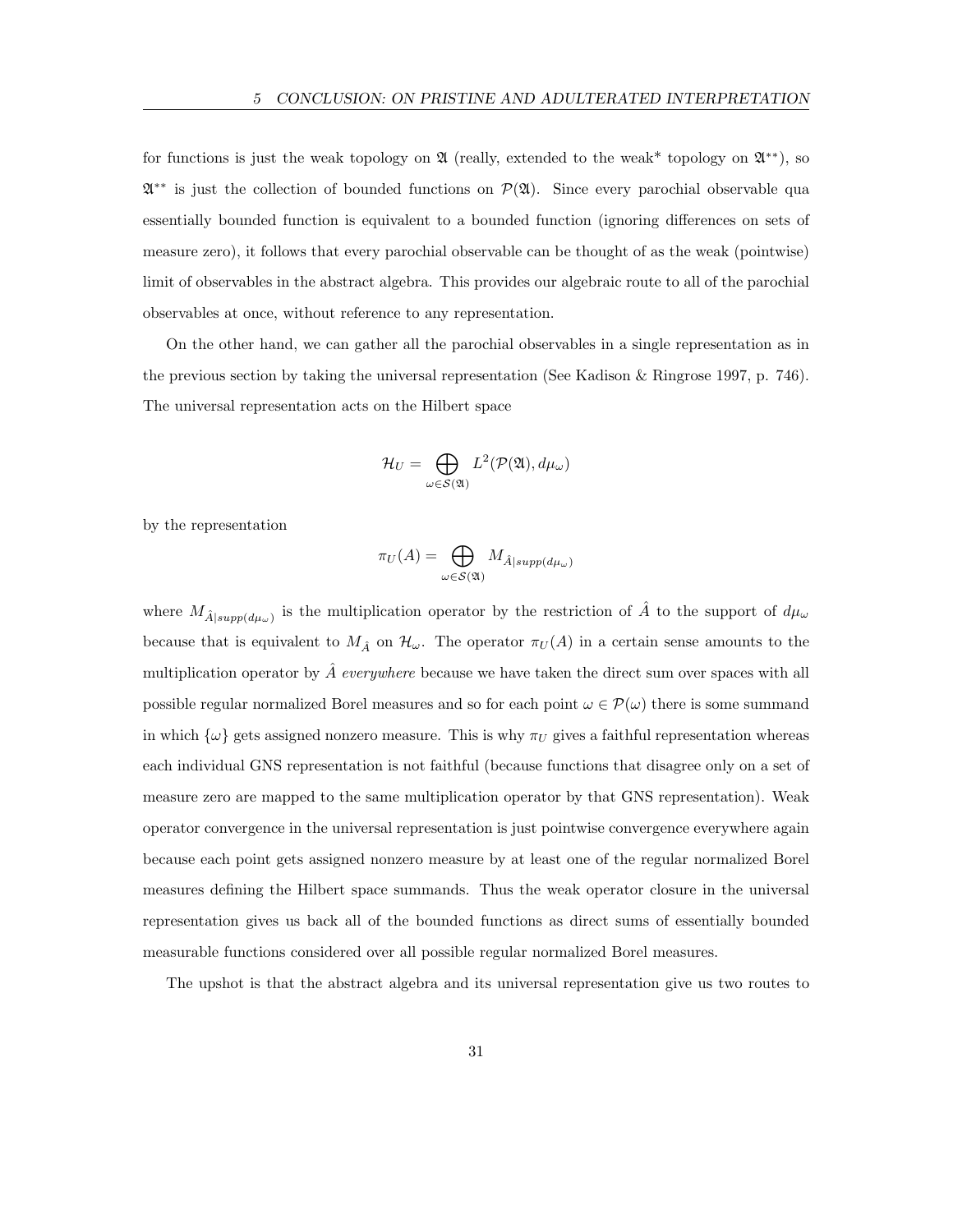for functions is just the weak topology on $\mathfrak{A}$ (really, extended to the weak* topology on $\mathfrak{A}^{**}$), so $\mathfrak{A}^{**}$ is just the collection of bounded functions on $\mathcal{P}(\mathfrak{A})$. Since every parochial observable qua essentially bounded function is equivalent to a bounded function (ignoring differences on sets of measure zero), it follows that every parochial observable can be thought of as the weak (pointwise) limit of observables in the abstract algebra. This provides our algebraic route to all of the parochial observables at once, without reference to any representation.

On the other hand, we can gather all the parochial observables in a single representation as in the previous section by taking the universal representation (See Kadison & Ringrose 1997, p. 746). The universal representation acts on the Hilbert space

$$\mathcal{H}_U = \bigoplus_{\omega \in \mathcal{S}(\mathfrak{A})} L^2(\mathcal{P}(\mathfrak{A}), d\mu_\omega)$$

by the representation

$$\pi_U(A) = \bigoplus_{\omega \in \mathcal{S}(\mathfrak{A})} M_{\hat{A}|supp(d\mu_\omega)}$$

where $M_{\hat{A}|supp(d\mu_\omega)}$ is the multiplication operator by the restriction of $\hat{A}$ to the support of $d\mu_\omega$ because that is equivalent to $M_{\hat{A}}$ on $\mathcal{H}_\omega$. The operator $\pi_U(A)$ in a certain sense amounts to the multiplication operator by $\hat{A}$ *everywhere* because we have taken the direct sum over spaces with all possible regular normalized Borel measures and so for each point $\omega \in \mathcal{P}(\omega)$ there is some summand in which $\{\omega\}$ gets assigned nonzero measure. This is why $\pi_U$ gives a faithful representation whereas each individual GNS representation is not faithful (because functions that disagree only on a set of measure zero are mapped to the same multiplication operator by that GNS representation). Weak operator convergence in the universal representation is just pointwise convergence everywhere again because each point gets assigned nonzero measure by at least one of the regular normalized Borel measures defining the Hilbert space summands. Thus the weak operator closure in the universal representation gives us back all of the bounded functions as direct sums of essentially bounded measurable functions considered over all possible regular normalized Borel measures.

The upshot is that the abstract algebra and its universal representation give us two routes to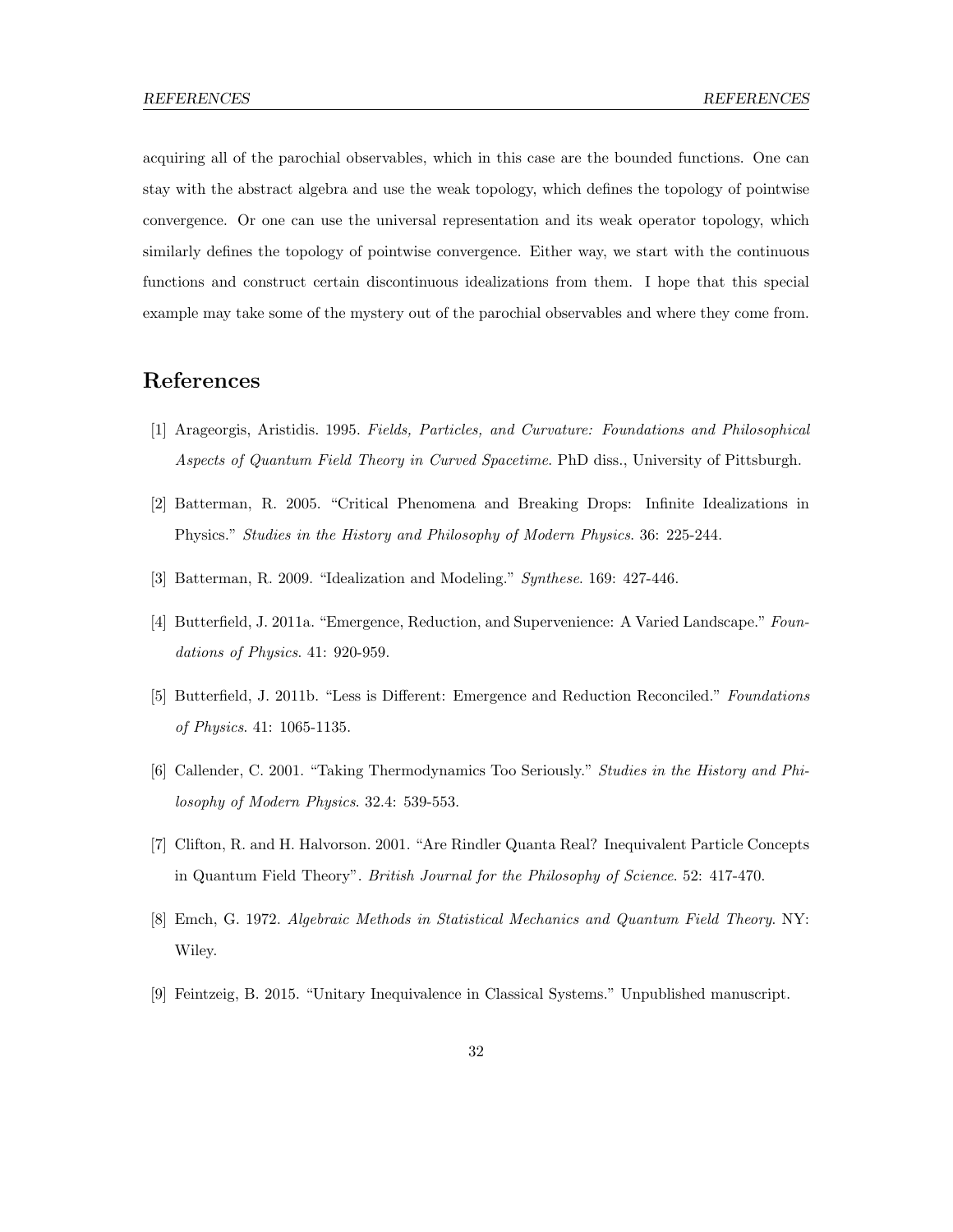acquiring all of the parochial observables, which in this case are the bounded functions. One can stay with the abstract algebra and use the weak topology, which defines the topology of pointwise convergence. Or one can use the universal representation and its weak operator topology, which similarly defines the topology of pointwise convergence. Either way, we start with the continuous functions and construct certain discontinuous idealizations from them. I hope that this special example may take some of the mystery out of the parochial observables and where they come from.

## References

[1] Arageorgis, Aristidis. 1995. *Fields, Particles, and Curvature: Foundations and Philosophical Aspects of Quantum Field Theory in Curved Spacetime*. PhD diss., University of Pittsburgh.

[2] Batterman, R. 2005. "Critical Phenomena and Breaking Drops: Infinite Idealizations in Physics." *Studies in the History and Philosophy of Modern Physics*. 36: 225-244.

[3] Batterman, R. 2009. "Idealization and Modeling." *Synthese*. 169: 427-446.

[4] Butterfield, J. 2011a. "Emergence, Reduction, and Supervenience: A Varied Landscape." *Foundations of Physics*. 41: 920-959.

[5] Butterfield, J. 2011b. "Less is Different: Emergence and Reduction Reconciled." *Foundations of Physics*. 41: 1065-1135.

[6] Callender, C. 2001. "Taking Thermodynamics Too Seriously." *Studies in the History and Philosophy of Modern Physics*. 32.4: 539-553.

[7] Clifton, R. and H. Halvorson. 2001. "Are Rindler Quanta Real? Inequivalent Particle Concepts in Quantum Field Theory". *British Journal for the Philosophy of Science*. 52: 417-470.

[8] Emch, G. 1972. *Algebraic Methods in Statistical Mechanics and Quantum Field Theory*. NY: Wiley.

[9] Feintzeig, B. 2015. "Unitary Inequivalence in Classical Systems." Unpublished manuscript.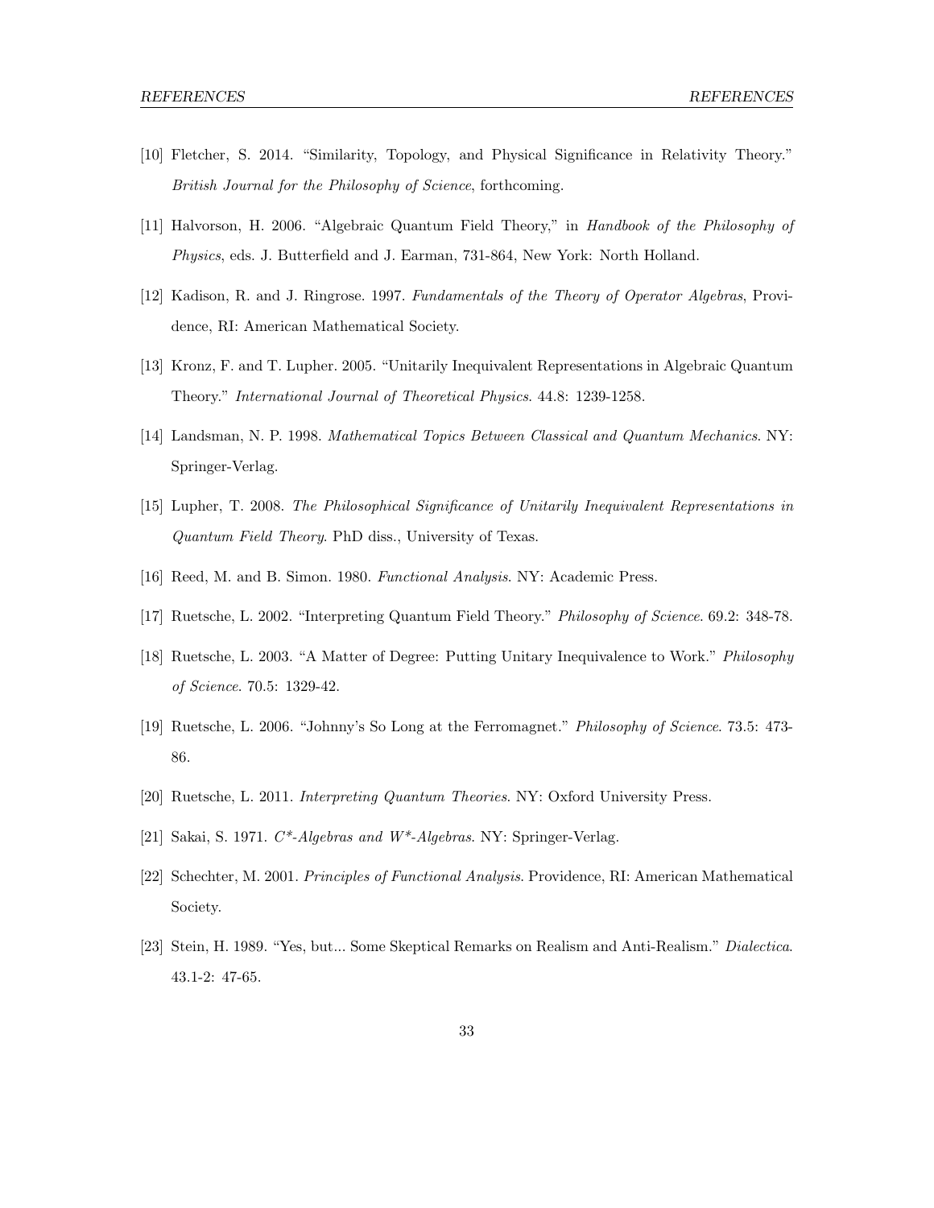[10] Fletcher, S. 2014. "Similarity, Topology, and Physical Significance in Relativity Theory." *British Journal for the Philosophy of Science*, forthcoming.

[11] Halvorson, H. 2006. "Algebraic Quantum Field Theory," in *Handbook of the Philosophy of Physics*, eds. J. Butterfield and J. Earman, 731-864, New York: North Holland.

[12] Kadison, R. and J. Ringrose. 1997. *Fundamentals of the Theory of Operator Algebras*, Providence, RI: American Mathematical Society.

[13] Kronz, F. and T. Lupher. 2005. "Unitarily Inequivalent Representations in Algebraic Quantum Theory." *International Journal of Theoretical Physics*. 44.8: 1239-1258.

[14] Landsman, N. P. 1998. *Mathematical Topics Between Classical and Quantum Mechanics*. NY: Springer-Verlag.

[15] Lupher, T. 2008. *The Philosophical Significance of Unitarily Inequivalent Representations in Quantum Field Theory*. PhD diss., University of Texas.

[16] Reed, M. and B. Simon. 1980. *Functional Analysis*. NY: Academic Press.

[17] Ruetsche, L. 2002. "Interpreting Quantum Field Theory." *Philosophy of Science*. 69.2: 348-78.

[18] Ruetsche, L. 2003. "A Matter of Degree: Putting Unitary Inequivalence to Work." *Philosophy of Science*. 70.5: 1329-42.

[19] Ruetsche, L. 2006. "Johnny's So Long at the Ferromagnet." *Philosophy of Science*. 73.5: 473-86.

[20] Ruetsche, L. 2011. *Interpreting Quantum Theories*. NY: Oxford University Press.

[21] Sakai, S. 1971. *C\*-Algebras and W\*-Algebras*. NY: Springer-Verlag.

[22] Schechter, M. 2001. *Principles of Functional Analysis*. Providence, RI: American Mathematical Society.

[23] Stein, H. 1989. "Yes, but... Some Skeptical Remarks on Realism and Anti-Realism." *Dialectica*. 43.1-2: 47-65.